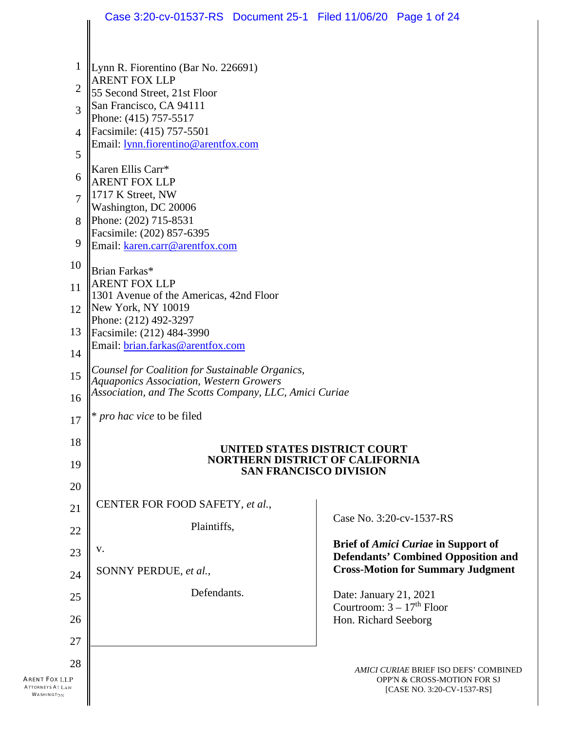Lynn R. Fiorentino (Bar No. 226691)
ARENT FOX LLP
55 Second Street, 21st Floor
San Francisco, CA 94111
Phone: (415) 757-5517
Facsimile: (415) 757-5501
Email: lynn.fiorentino@arentfox.com

Karen Ellis Carr*
ARENT FOX LLP
1717 K Street, NW
Washington, DC 20006
Phone: (202) 715-8531
Facsimile: (202) 857-6395
Email: karen.carr@arentfox.com

Brian Farkas*
ARENT FOX LLP
1301 Avenue of the Americas, 42nd Floor
New York, NY 10019
Phone: (212) 492-3297
Facsimile: (212) 484-3990
Email: brian.farkas@arentfox.com

*Counsel for Coalition for Sustainable Organics, Aquaponics Association, Western Growers Association, and The Scotts Company, LLC, Amici Curiae*

* *pro hac vice* to be filed

**UNITED STATES DISTRICT COURT**
**NORTHERN DISTRICT OF CALIFORNIA**
**SAN FRANCISCO DIVISION**

CENTER FOR FOOD SAFETY, *et al.*,

Plaintiffs,

v.

SONNY PERDUE, *et al.*,

Defendants.

Case No. 3:20-cv-1537-RS

**Brief of *Amici Curiae* in Support of Defendants' Combined Opposition and Cross-Motion for Summary Judgment**

Date: January 21, 2021
Courtroom: 3 – 17th Floor
Hon. Richard Seeborg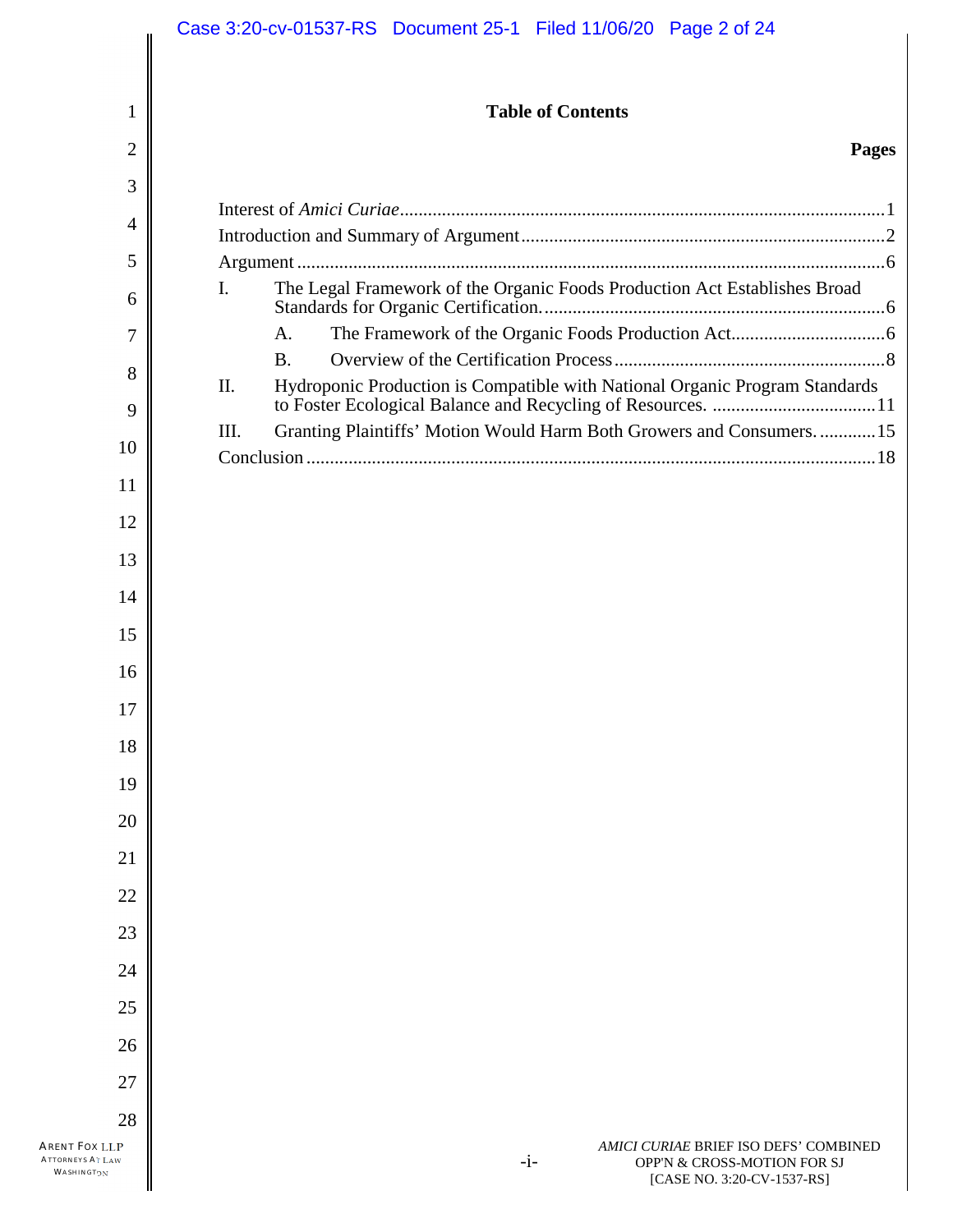## Table of Contents

**Pages**

Interest of *Amici Curiae* .......... 1

Introduction and Summary of Argument .......... 2

Argument .......... 6

I. The Legal Framework of the Organic Foods Production Act Establishes Broad Standards for Organic Certification. .......... 6

   A. The Framework of the Organic Foods Production Act .......... 6

   B. Overview of the Certification Process .......... 8

II. Hydroponic Production is Compatible with National Organic Program Standards to Foster Ecological Balance and Recycling of Resources. .......... 11

III. Granting Plaintiffs' Motion Would Harm Both Growers and Consumers. .......... 15

Conclusion .......... 18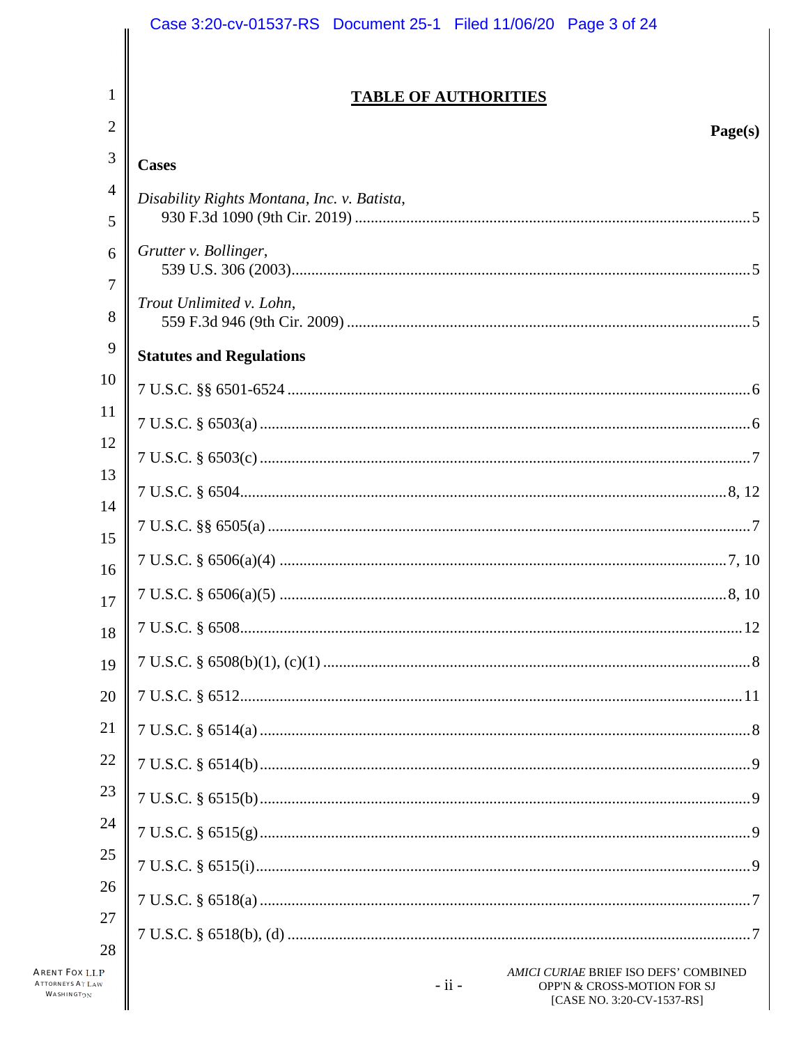# TABLE OF AUTHORITIES

**Page(s)**

**Cases**

*Disability Rights Montana, Inc. v. Batista*,
930 F.3d 1090 (9th Cir. 2019) .......... 5

*Grutter v. Bollinger*,
539 U.S. 306 (2003) .......... 5

*Trout Unlimited v. Lohn*,
559 F.3d 946 (9th Cir. 2009) .......... 5

**Statutes and Regulations**

7 U.S.C. §§ 6501-6524 .......... 6

7 U.S.C. § 6503(a) .......... 6

7 U.S.C. § 6503(c) .......... 7

7 U.S.C. § 6504 .......... 8, 12

7 U.S.C. §§ 6505(a) .......... 7

7 U.S.C. § 6506(a)(4) .......... 7, 10

7 U.S.C. § 6506(a)(5) .......... 8, 10

7 U.S.C. § 6508 .......... 12

7 U.S.C. § 6508(b)(1), (c)(1) .......... 8

7 U.S.C. § 6512 .......... 11

7 U.S.C. § 6514(a) .......... 8

7 U.S.C. § 6514(b) .......... 9

7 U.S.C. § 6515(b) .......... 9

7 U.S.C. § 6515(g) .......... 9

7 U.S.C. § 6515(i) .......... 9

7 U.S.C. § 6518(a) .......... 7

7 U.S.C. § 6518(b), (d) .......... 7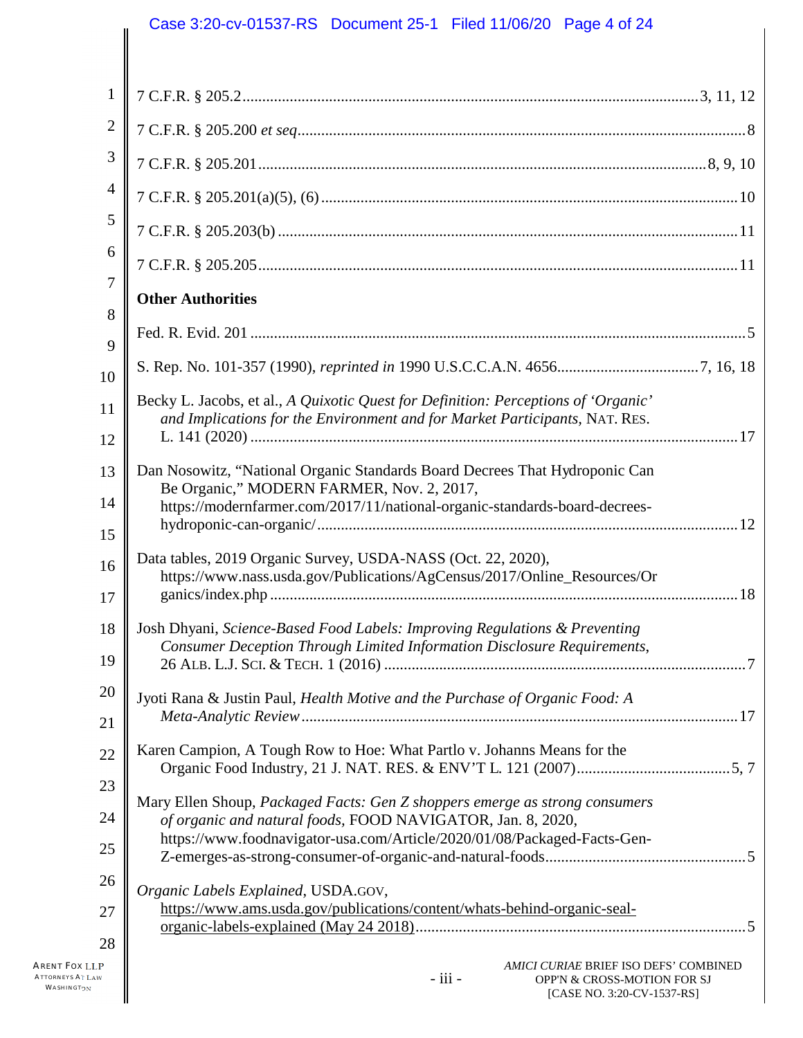7 C.F.R. § 205.2 ........................................................................................................ 3, 11, 12

7 C.F.R. § 205.200 *et seq* ........................................................................................................ 8

7 C.F.R. § 205.201 ........................................................................................................ 8, 9, 10

7 C.F.R. § 205.201(a)(5), (6) ........................................................................................................ 10

7 C.F.R. § 205.203(b) ........................................................................................................ 11

7 C.F.R. § 205.205 ........................................................................................................ 11

**Other Authorities**

Fed. R. Evid. 201 ........................................................................................................ 5

S. Rep. No. 101-357 (1990), *reprinted in* 1990 U.S.C.C.A.N. 4656 ........................................ 7, 16, 18

Becky L. Jacobs, et al., *A Quixotic Quest for Definition: Perceptions of 'Organic' and Implications for the Environment and for Market Participants*, NAT. RES. L. 141 (2020) ........................................................................................................ 17

Dan Nosowitz, "National Organic Standards Board Decrees That Hydroponic Can Be Organic," MODERN FARMER, Nov. 2, 2017, https://modernfarmer.com/2017/11/national-organic-standards-board-decrees-hydroponic-can-organic/ ........................................................................................................ 12

Data tables, 2019 Organic Survey, USDA-NASS (Oct. 22, 2020), https://www.nass.usda.gov/Publications/AgCensus/2017/Online_Resources/Organics/index.php ........................................................................................................ 18

Josh Dhyani, *Science-Based Food Labels: Improving Regulations & Preventing Consumer Deception Through Limited Information Disclosure Requirements*, 26 ALB. L.J. SCI. & TECH. 1 (2016) ........................................................................................................ 7

Jyoti Rana & Justin Paul, *Health Motive and the Purchase of Organic Food: A Meta-Analytic Review* ........................................................................................................ 17

Karen Campion, A Tough Row to Hoe: What Partlo v. Johanns Means for the Organic Food Industry, 21 J. NAT. RES. & ENV'T L. 121 (2007) ........................................ 5, 7

Mary Ellen Shoup, *Packaged Facts: Gen Z shoppers emerge as strong consumers of organic and natural foods*, FOOD NAVIGATOR, Jan. 8, 2020, https://www.foodnavigator-usa.com/Article/2020/01/08/Packaged-Facts-Gen-Z-emerges-as-strong-consumer-of-organic-and-natural-foods ........................................ 5

*Organic Labels Explained*, USDA.GOV, https://www.ams.usda.gov/publications/content/whats-behind-organic-seal-organic-labels-explained (May 24 2018) ........................................................................................................ 5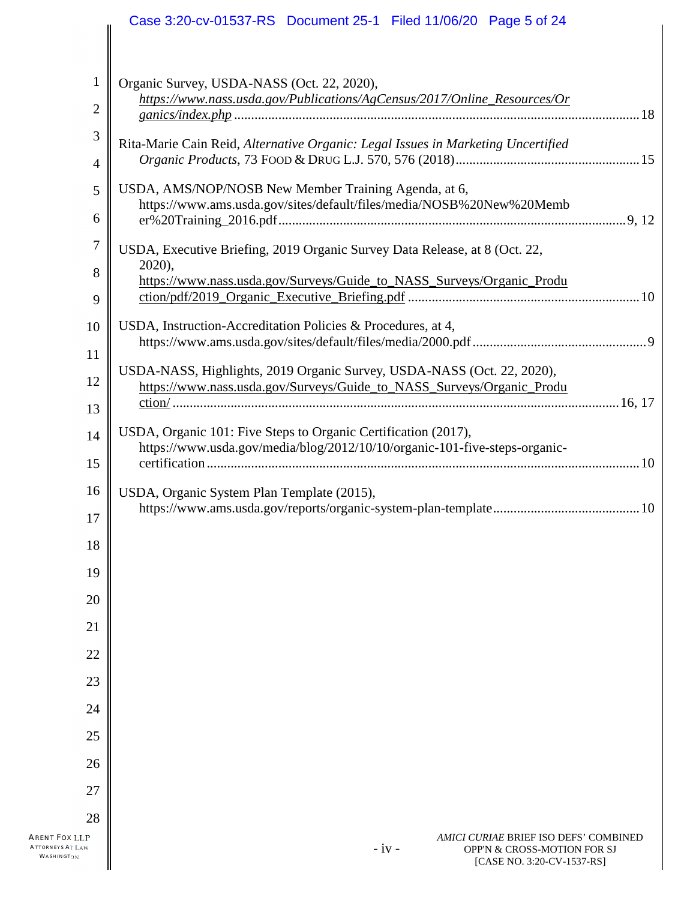Organic Survey, USDA-NASS (Oct. 22, 2020), *https://www.nass.usda.gov/Publications/AgCensus/2017/Online_Resources/Organics/index.php* ..... 18

Rita-Marie Cain Reid, *Alternative Organic: Legal Issues in Marketing Uncertified Organic Products*, 73 FOOD & DRUG L.J. 570, 576 (2018) ..... 15

USDA, AMS/NOP/NOSB New Member Training Agenda, at 6, https://www.ams.usda.gov/sites/default/files/media/NOSB%20New%20Member%20Training_2016.pdf ..... 9, 12

USDA, Executive Briefing, 2019 Organic Survey Data Release, at 8 (Oct. 22, 2020), https://www.nass.usda.gov/Surveys/Guide_to_NASS_Surveys/Organic_Production/pdf/2019_Organic_Executive_Briefing.pdf ..... 10

USDA, Instruction-Accreditation Policies & Procedures, at 4, https://www.ams.usda.gov/sites/default/files/media/2000.pdf ..... 9

USDA-NASS, Highlights, 2019 Organic Survey, USDA-NASS (Oct. 22, 2020), https://www.nass.usda.gov/Surveys/Guide_to_NASS_Surveys/Organic_Production/ ..... 16, 17

USDA, Organic 101: Five Steps to Organic Certification (2017), https://www.usda.gov/media/blog/2012/10/10/organic-101-five-steps-organic-certification ..... 10

USDA, Organic System Plan Template (2015), https://www.ams.usda.gov/reports/organic-system-plan-template ..... 10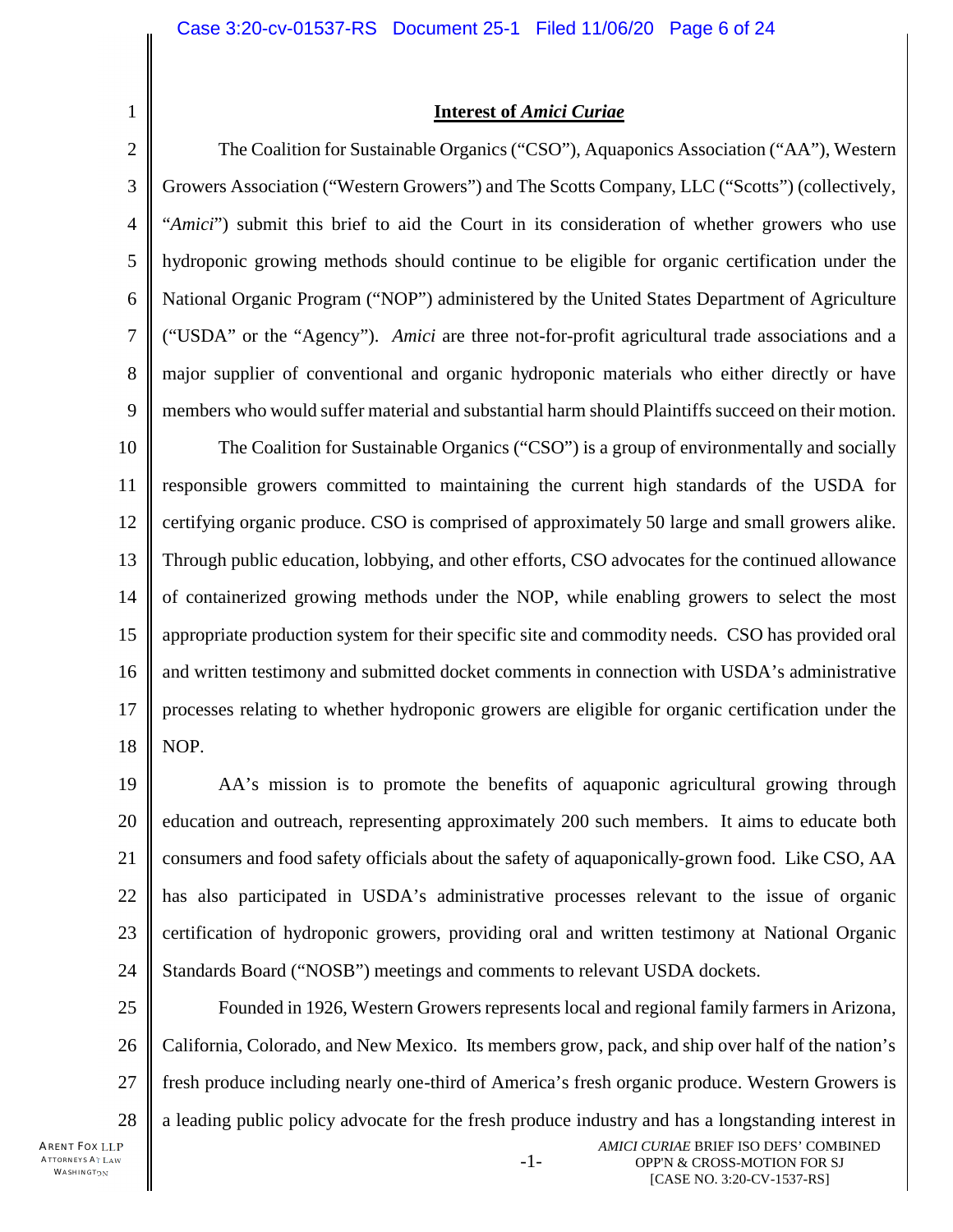## **Interest of *Amici Curiae***

The Coalition for Sustainable Organics ("CSO"), Aquaponics Association ("AA"), Western Growers Association ("Western Growers") and The Scotts Company, LLC ("Scotts") (collectively, "*Amici*") submit this brief to aid the Court in its consideration of whether growers who use hydroponic growing methods should continue to be eligible for organic certification under the National Organic Program ("NOP") administered by the United States Department of Agriculture ("USDA" or the "Agency"). *Amici* are three not-for-profit agricultural trade associations and a major supplier of conventional and organic hydroponic materials who either directly or have members who would suffer material and substantial harm should Plaintiffs succeed on their motion.

The Coalition for Sustainable Organics ("CSO") is a group of environmentally and socially responsible growers committed to maintaining the current high standards of the USDA for certifying organic produce. CSO is comprised of approximately 50 large and small growers alike. Through public education, lobbying, and other efforts, CSO advocates for the continued allowance of containerized growing methods under the NOP, while enabling growers to select the most appropriate production system for their specific site and commodity needs. CSO has provided oral and written testimony and submitted docket comments in connection with USDA's administrative processes relating to whether hydroponic growers are eligible for organic certification under the NOP.

AA's mission is to promote the benefits of aquaponic agricultural growing through education and outreach, representing approximately 200 such members. It aims to educate both consumers and food safety officials about the safety of aquaponically-grown food. Like CSO, AA has also participated in USDA's administrative processes relevant to the issue of organic certification of hydroponic growers, providing oral and written testimony at National Organic Standards Board ("NOSB") meetings and comments to relevant USDA dockets.

Founded in 1926, Western Growers represents local and regional family farmers in Arizona, California, Colorado, and New Mexico. Its members grow, pack, and ship over half of the nation's fresh produce including nearly one-third of America's fresh organic produce. Western Growers is a leading public policy advocate for the fresh produce industry and has a longstanding interest in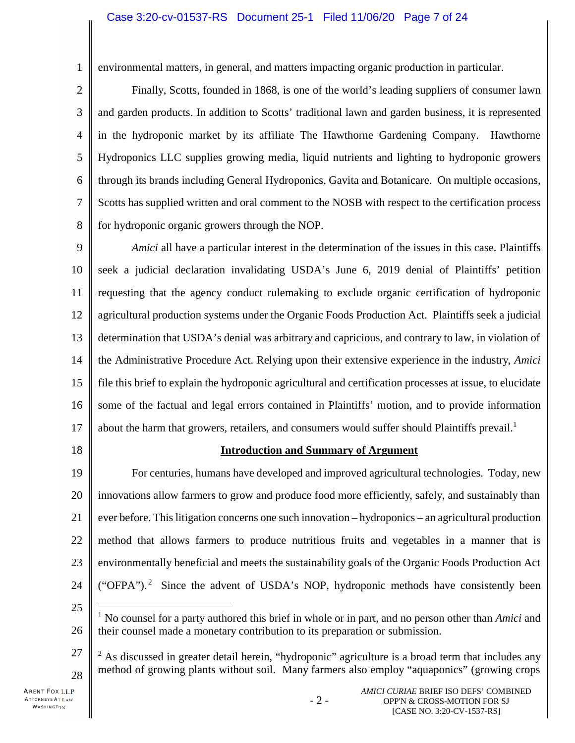environmental matters, in general, and matters impacting organic production in particular.

Finally, Scotts, founded in 1868, is one of the world's leading suppliers of consumer lawn and garden products. In addition to Scotts' traditional lawn and garden business, it is represented in the hydroponic market by its affiliate The Hawthorne Gardening Company. Hawthorne Hydroponics LLC supplies growing media, liquid nutrients and lighting to hydroponic growers through its brands including General Hydroponics, Gavita and Botanicare. On multiple occasions, Scotts has supplied written and oral comment to the NOSB with respect to the certification process for hydroponic organic growers through the NOP.

*Amici* all have a particular interest in the determination of the issues in this case. Plaintiffs seek a judicial declaration invalidating USDA's June 6, 2019 denial of Plaintiffs' petition requesting that the agency conduct rulemaking to exclude organic certification of hydroponic agricultural production systems under the Organic Foods Production Act. Plaintiffs seek a judicial determination that USDA's denial was arbitrary and capricious, and contrary to law, in violation of the Administrative Procedure Act. Relying upon their extensive experience in the industry, *Amici* file this brief to explain the hydroponic agricultural and certification processes at issue, to elucidate some of the factual and legal errors contained in Plaintiffs' motion, and to provide information about the harm that growers, retailers, and consumers would suffer should Plaintiffs prevail.[1]

**Introduction and Summary of Argument**

For centuries, humans have developed and improved agricultural technologies. Today, new innovations allow farmers to grow and produce food more efficiently, safely, and sustainably than ever before. This litigation concerns one such innovation – hydroponics – an agricultural production method that allows farmers to produce nutritious fruits and vegetables in a manner that is environmentally beneficial and meets the sustainability goals of the Organic Foods Production Act ("OFPA").[2] Since the advent of USDA's NOP, hydroponic methods have consistently been

---

[1] No counsel for a party authored this brief in whole or in part, and no person other than *Amici* and their counsel made a monetary contribution to its preparation or submission.

[2] As discussed in greater detail herein, "hydroponic" agriculture is a broad term that includes any method of growing plants without soil. Many farmers also employ "aquaponics" (growing crops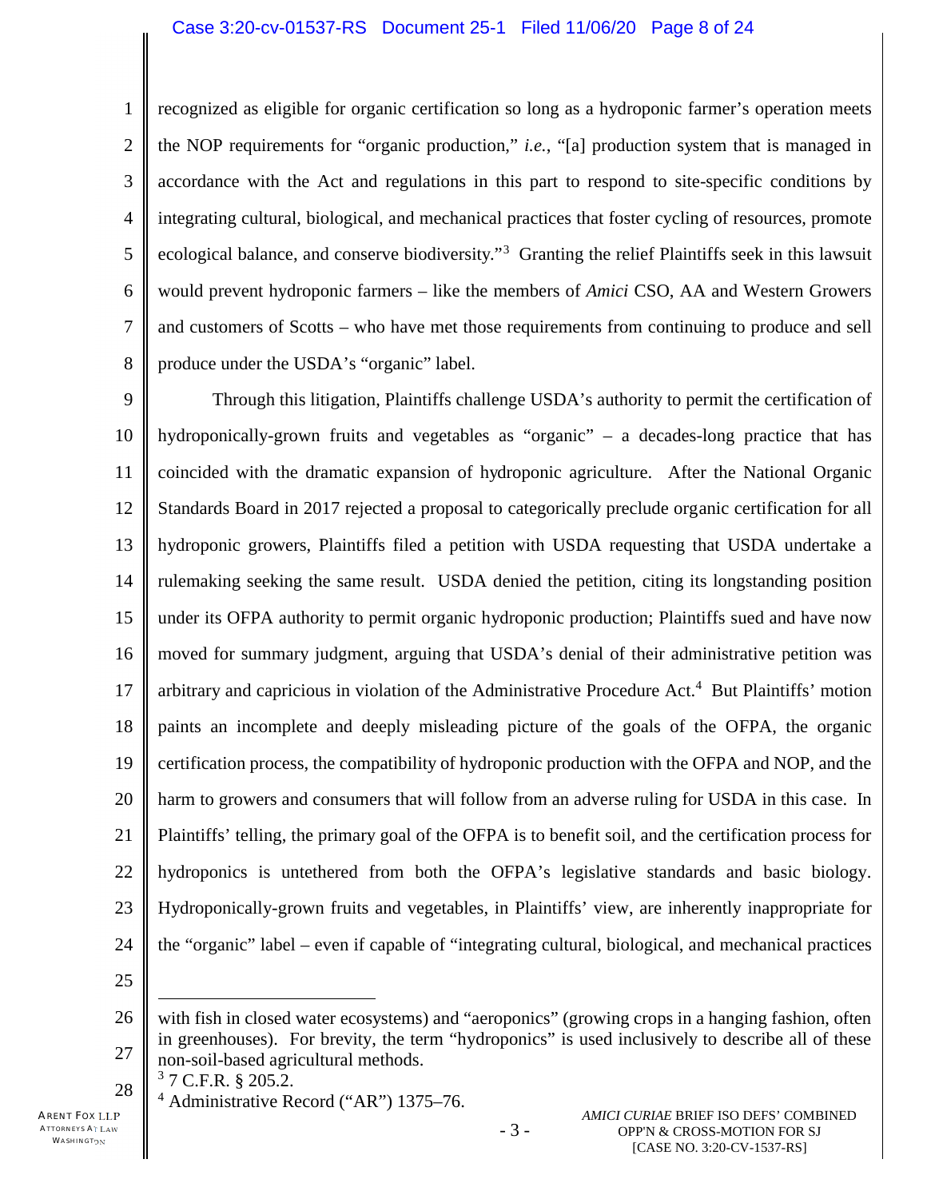recognized as eligible for organic certification so long as a hydroponic farmer's operation meets the NOP requirements for "organic production," *i.e.*, "[a] production system that is managed in accordance with the Act and regulations in this part to respond to site-specific conditions by integrating cultural, biological, and mechanical practices that foster cycling of resources, promote ecological balance, and conserve biodiversity."[3] Granting the relief Plaintiffs seek in this lawsuit would prevent hydroponic farmers – like the members of *Amici* CSO, AA and Western Growers and customers of Scotts – who have met those requirements from continuing to produce and sell produce under the USDA's "organic" label.

Through this litigation, Plaintiffs challenge USDA's authority to permit the certification of hydroponically-grown fruits and vegetables as "organic" – a decades-long practice that has coincided with the dramatic expansion of hydroponic agriculture. After the National Organic Standards Board in 2017 rejected a proposal to categorically preclude organic certification for all hydroponic growers, Plaintiffs filed a petition with USDA requesting that USDA undertake a rulemaking seeking the same result. USDA denied the petition, citing its longstanding position under its OFPA authority to permit organic hydroponic production; Plaintiffs sued and have now moved for summary judgment, arguing that USDA's denial of their administrative petition was arbitrary and capricious in violation of the Administrative Procedure Act.[4] But Plaintiffs' motion paints an incomplete and deeply misleading picture of the goals of the OFPA, the organic certification process, the compatibility of hydroponic production with the OFPA and NOP, and the harm to growers and consumers that will follow from an adverse ruling for USDA in this case. In Plaintiffs' telling, the primary goal of the OFPA is to benefit soil, and the certification process for hydroponics is untethered from both the OFPA's legislative standards and basic biology. Hydroponically-grown fruits and vegetables, in Plaintiffs' view, are inherently inappropriate for the "organic" label – even if capable of "integrating cultural, biological, and mechanical practices

---

with fish in closed water ecosystems) and "aeroponics" (growing crops in a hanging fashion, often in greenhouses). For brevity, the term "hydroponics" is used inclusively to describe all of these non-soil-based agricultural methods.

[3] 7 C.F.R. § 205.2.

[4] Administrative Record ("AR") 1375–76.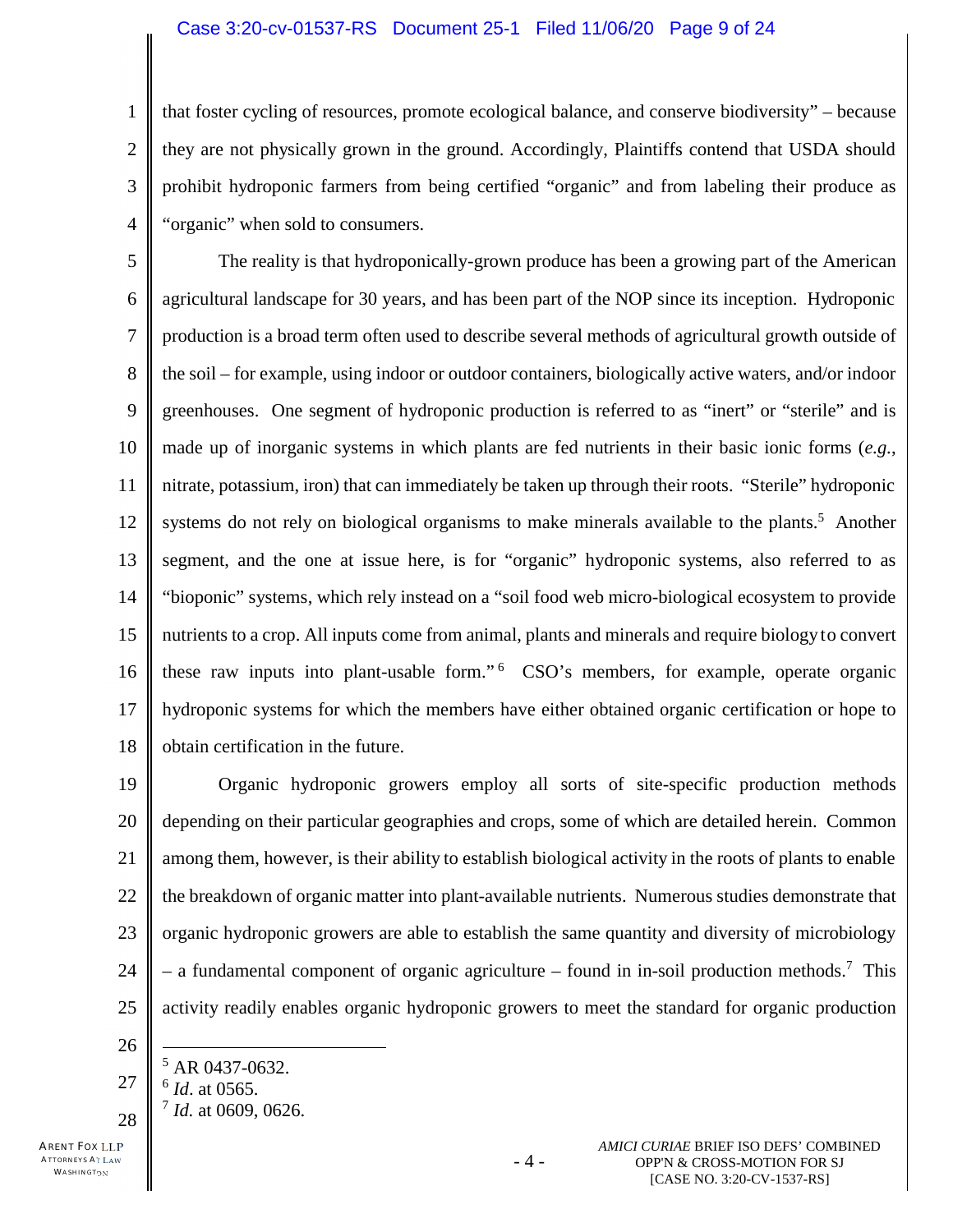that foster cycling of resources, promote ecological balance, and conserve biodiversity" – because they are not physically grown in the ground. Accordingly, Plaintiffs contend that USDA should prohibit hydroponic farmers from being certified "organic" and from labeling their produce as "organic" when sold to consumers.

The reality is that hydroponically-grown produce has been a growing part of the American agricultural landscape for 30 years, and has been part of the NOP since its inception. Hydroponic production is a broad term often used to describe several methods of agricultural growth outside of the soil – for example, using indoor or outdoor containers, biologically active waters, and/or indoor greenhouses. One segment of hydroponic production is referred to as "inert" or "sterile" and is made up of inorganic systems in which plants are fed nutrients in their basic ionic forms (*e.g.*, nitrate, potassium, iron) that can immediately be taken up through their roots. "Sterile" hydroponic systems do not rely on biological organisms to make minerals available to the plants.[5] Another segment, and the one at issue here, is for "organic" hydroponic systems, also referred to as "bioponic" systems, which rely instead on a "soil food web micro-biological ecosystem to provide nutrients to a crop. All inputs come from animal, plants and minerals and require biology to convert these raw inputs into plant-usable form."[6] CSO's members, for example, operate organic hydroponic systems for which the members have either obtained organic certification or hope to obtain certification in the future.

Organic hydroponic growers employ all sorts of site-specific production methods depending on their particular geographies and crops, some of which are detailed herein. Common among them, however, is their ability to establish biological activity in the roots of plants to enable the breakdown of organic matter into plant-available nutrients. Numerous studies demonstrate that organic hydroponic growers are able to establish the same quantity and diversity of microbiology – a fundamental component of organic agriculture – found in in-soil production methods.[7] This activity readily enables organic hydroponic growers to meet the standard for organic production

---

[5] AR 0437-0632.

[6] *Id*. at 0565.

[7] *Id.* at 0609, 0626.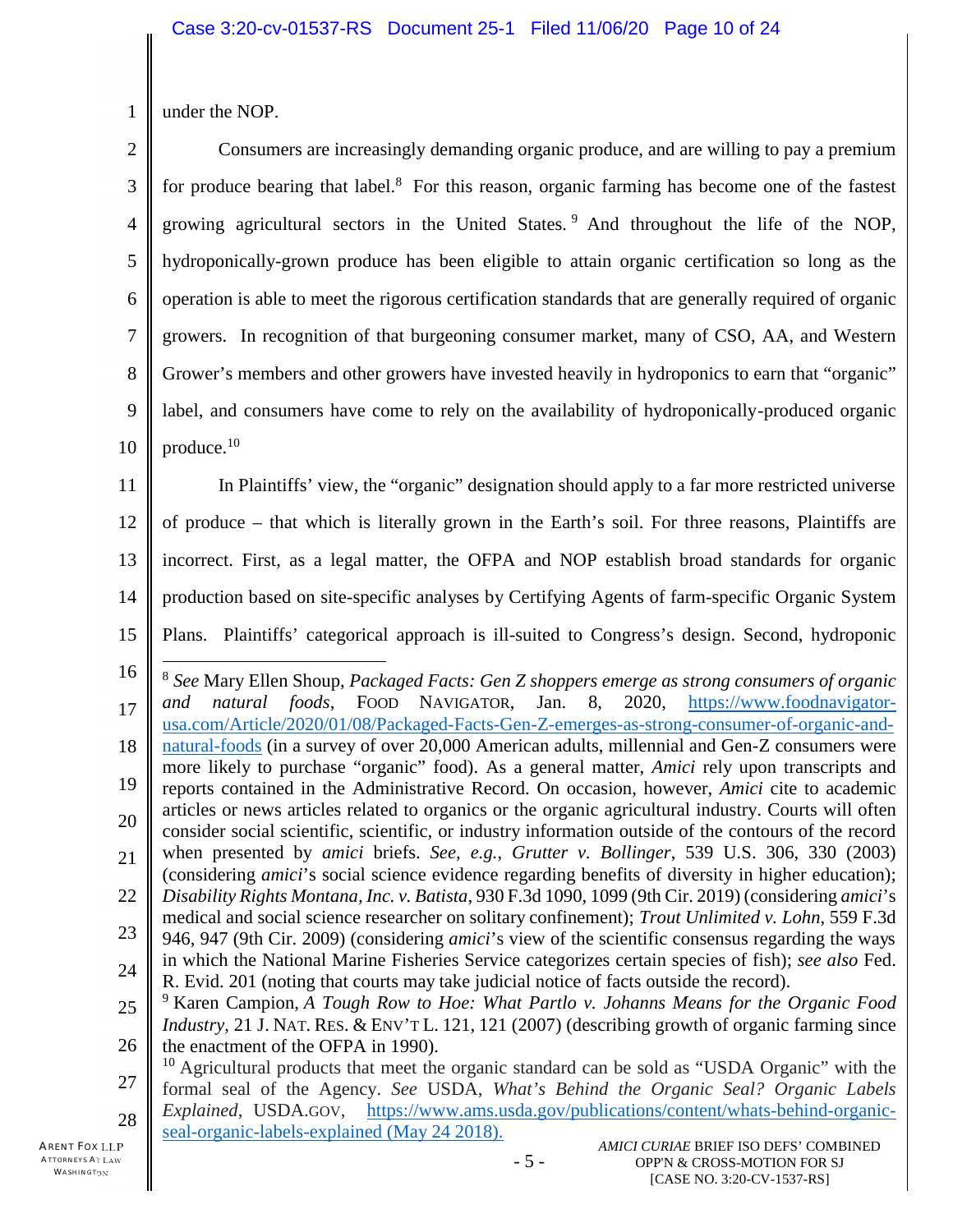under the NOP.

Consumers are increasingly demanding organic produce, and are willing to pay a premium for produce bearing that label.[8] For this reason, organic farming has become one of the fastest growing agricultural sectors in the United States.[9] And throughout the life of the NOP, hydroponically-grown produce has been eligible to attain organic certification so long as the operation is able to meet the rigorous certification standards that are generally required of organic growers. In recognition of that burgeoning consumer market, many of CSO, AA, and Western Grower's members and other growers have invested heavily in hydroponics to earn that "organic" label, and consumers have come to rely on the availability of hydroponically-produced organic produce.[10]

In Plaintiffs' view, the "organic" designation should apply to a far more restricted universe of produce – that which is literally grown in the Earth's soil. For three reasons, Plaintiffs are incorrect. First, as a legal matter, the OFPA and NOP establish broad standards for organic production based on site-specific analyses by Certifying Agents of farm-specific Organic System Plans. Plaintiffs' categorical approach is ill-suited to Congress's design. Second, hydroponic

---

[8] *See* Mary Ellen Shoup, *Packaged Facts: Gen Z shoppers emerge as strong consumers of organic and natural foods*, FOOD NAVIGATOR, Jan. 8, 2020, https://www.foodnavigator-usa.com/Article/2020/01/08/Packaged-Facts-Gen-Z-emerges-as-strong-consumer-of-organic-and-natural-foods (in a survey of over 20,000 American adults, millennial and Gen-Z consumers were more likely to purchase "organic" food). As a general matter, *Amici* rely upon transcripts and reports contained in the Administrative Record. On occasion, however, *Amici* cite to academic articles or news articles related to organics or the organic agricultural industry. Courts will often consider social scientific, scientific, or industry information outside of the contours of the record when presented by *amici* briefs. *See, e.g.*, *Grutter v. Bollinger*, 539 U.S. 306, 330 (2003) (considering *amici*'s social science evidence regarding benefits of diversity in higher education); *Disability Rights Montana, Inc. v. Batista*, 930 F.3d 1090, 1099 (9th Cir. 2019) (considering *amici*'s medical and social science researcher on solitary confinement); *Trout Unlimited v. Lohn*, 559 F.3d 946, 947 (9th Cir. 2009) (considering *amici*'s view of the scientific consensus regarding the ways in which the National Marine Fisheries Service categorizes certain species of fish); *see also* Fed. R. Evid. 201 (noting that courts may take judicial notice of facts outside the record).

[9] Karen Campion, *A Tough Row to Hoe: What Partlo v. Johanns Means for the Organic Food Industry*, 21 J. NAT. RES. & ENV'T L. 121, 121 (2007) (describing growth of organic farming since the enactment of the OFPA in 1990).

[10] Agricultural products that meet the organic standard can be sold as "USDA Organic" with the formal seal of the Agency. *See* USDA, *What's Behind the Organic Seal? Organic Labels Explained*, USDA.GOV, https://www.ams.usda.gov/publications/content/whats-behind-organic-seal-organic-labels-explained (May 24 2018).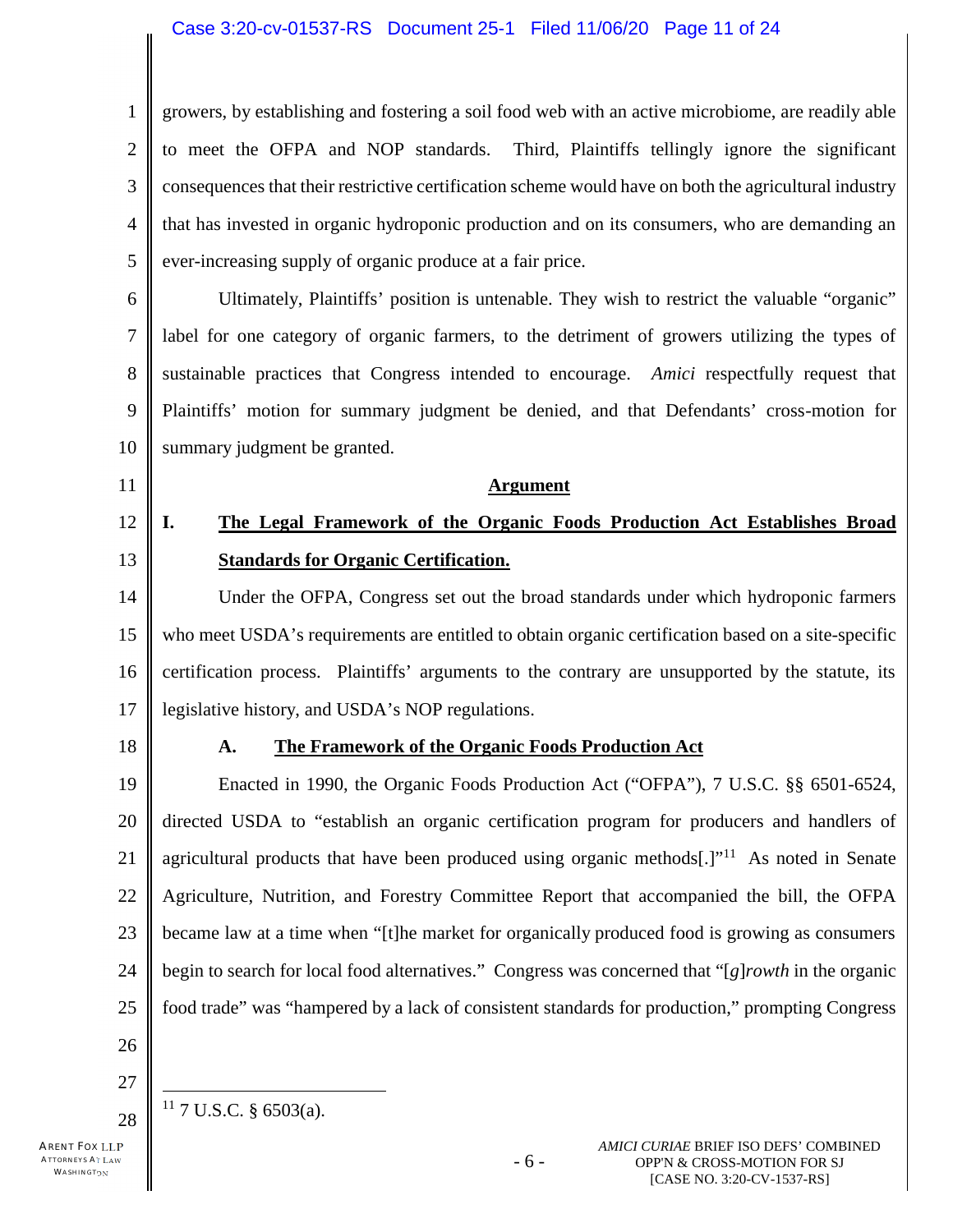growers, by establishing and fostering a soil food web with an active microbiome, are readily able to meet the OFPA and NOP standards. Third, Plaintiffs tellingly ignore the significant consequences that their restrictive certification scheme would have on both the agricultural industry that has invested in organic hydroponic production and on its consumers, who are demanding an ever-increasing supply of organic produce at a fair price.

Ultimately, Plaintiffs' position is untenable. They wish to restrict the valuable "organic" label for one category of organic farmers, to the detriment of growers utilizing the types of sustainable practices that Congress intended to encourage. *Amici* respectfully request that Plaintiffs' motion for summary judgment be denied, and that Defendants' cross-motion for summary judgment be granted.

## Argument

### I. The Legal Framework of the Organic Foods Production Act Establishes Broad Standards for Organic Certification.

Under the OFPA, Congress set out the broad standards under which hydroponic farmers who meet USDA's requirements are entitled to obtain organic certification based on a site-specific certification process. Plaintiffs' arguments to the contrary are unsupported by the statute, its legislative history, and USDA's NOP regulations.

#### A. The Framework of the Organic Foods Production Act

Enacted in 1990, the Organic Foods Production Act ("OFPA"), 7 U.S.C. §§ 6501-6524, directed USDA to "establish an organic certification program for producers and handlers of agricultural products that have been produced using organic methods[.]"[11] As noted in Senate Agriculture, Nutrition, and Forestry Committee Report that accompanied the bill, the OFPA became law at a time when "[t]he market for organically produced food is growing as consumers begin to search for local food alternatives." Congress was concerned that "[*g*]*rowth* in the organic food trade" was "hampered by a lack of consistent standards for production," prompting Congress

---

[11] 7 U.S.C. § 6503(a).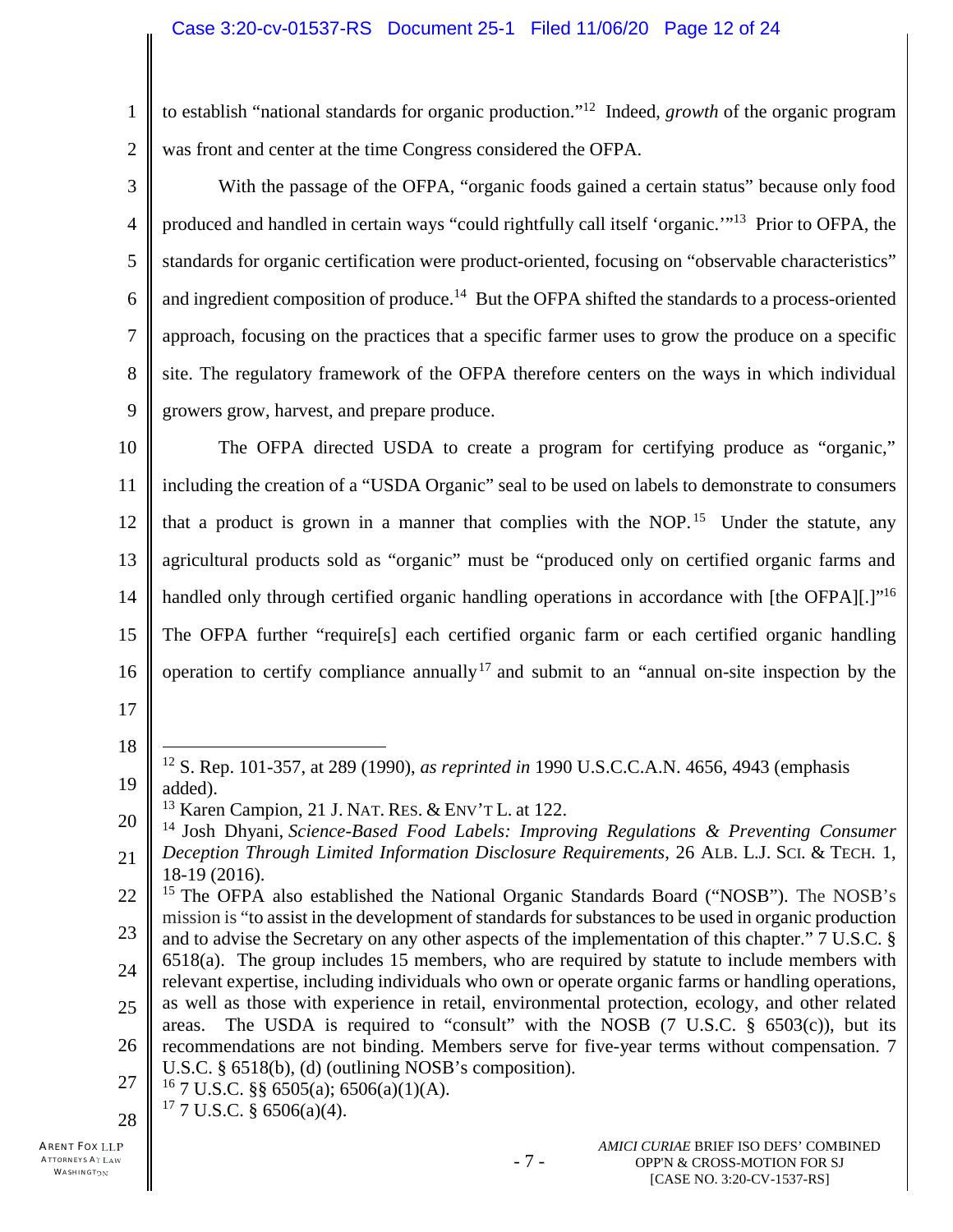to establish "national standards for organic production."[12] Indeed, *growth* of the organic program was front and center at the time Congress considered the OFPA.

With the passage of the OFPA, "organic foods gained a certain status" because only food produced and handled in certain ways "could rightfully call itself 'organic.'"[13] Prior to OFPA, the standards for organic certification were product-oriented, focusing on "observable characteristics" and ingredient composition of produce.[14] But the OFPA shifted the standards to a process-oriented approach, focusing on the practices that a specific farmer uses to grow the produce on a specific site. The regulatory framework of the OFPA therefore centers on the ways in which individual growers grow, harvest, and prepare produce.

The OFPA directed USDA to create a program for certifying produce as "organic," including the creation of a "USDA Organic" seal to be used on labels to demonstrate to consumers that a product is grown in a manner that complies with the NOP.[15] Under the statute, any agricultural products sold as "organic" must be "produced only on certified organic farms and handled only through certified organic handling operations in accordance with [the OFPA][.]"[16] The OFPA further "require[s] each certified organic farm or each certified organic handling operation to certify compliance annually[17] and submit to an "annual on-site inspection by the

---

[12] S. Rep. 101-357, at 289 (1990), *as reprinted in* 1990 U.S.C.C.A.N. 4656, 4943 (emphasis added).

[13] Karen Campion, 21 J. NAT. RES. & ENV'T L. at 122.

[14] Josh Dhyani, *Science-Based Food Labels: Improving Regulations & Preventing Consumer Deception Through Limited Information Disclosure Requirements*, 26 ALB. L.J. SCI. & TECH. 1, 18-19 (2016).

[15] The OFPA also established the National Organic Standards Board ("NOSB"). The NOSB's mission is "to assist in the development of standards for substances to be used in organic production and to advise the Secretary on any other aspects of the implementation of this chapter." 7 U.S.C. § 6518(a). The group includes 15 members, who are required by statute to include members with relevant expertise, including individuals who own or operate organic farms or handling operations, as well as those with experience in retail, environmental protection, ecology, and other related areas. The USDA is required to "consult" with the NOSB (7 U.S.C. § 6503(c)), but its recommendations are not binding. Members serve for five-year terms without compensation. 7 U.S.C. § 6518(b), (d) (outlining NOSB's composition).

[16] 7 U.S.C. §§ 6505(a); 6506(a)(1)(A).

[17] 7 U.S.C. § 6506(a)(4).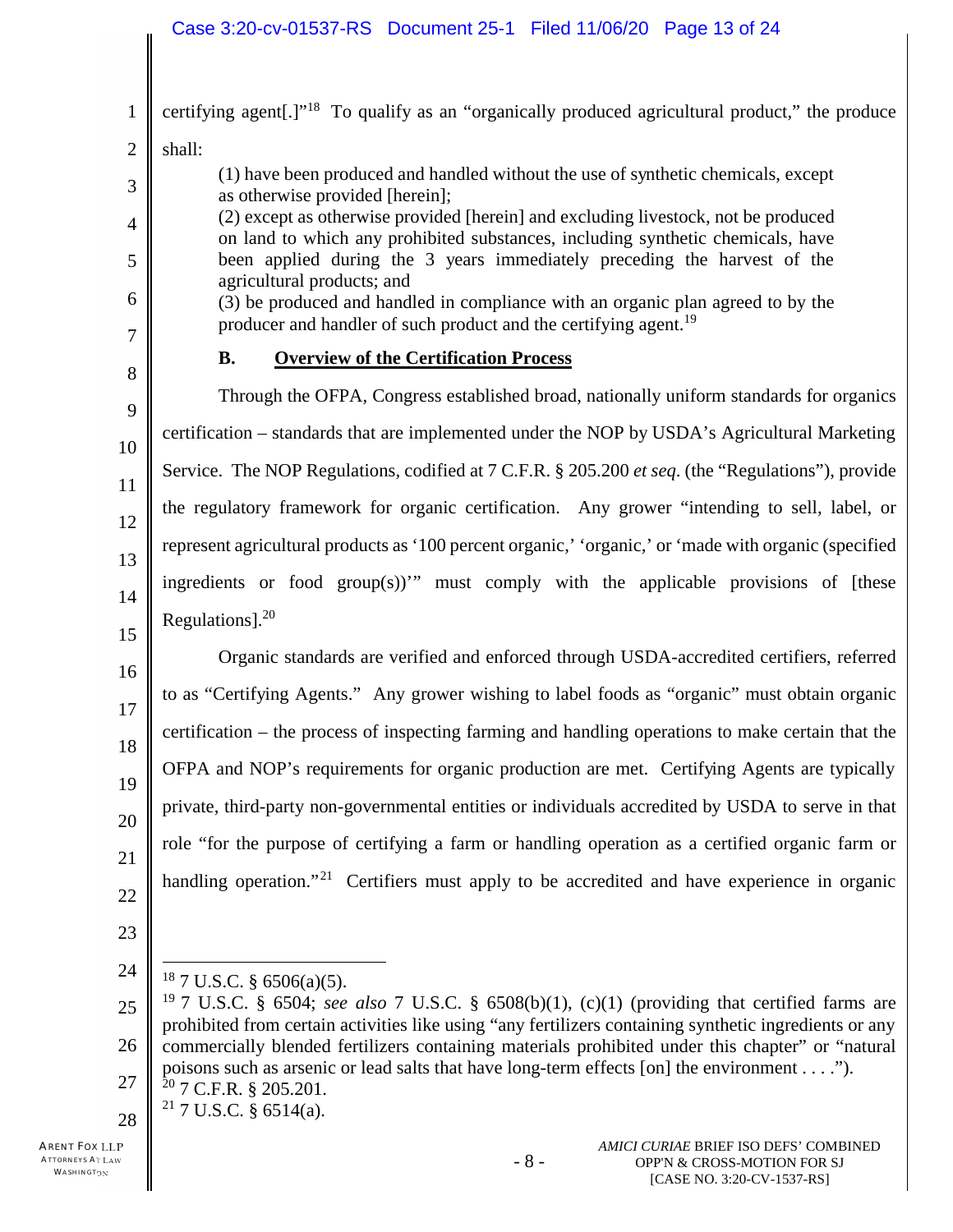certifying agent[.]"[18] To qualify as an "organically produced agricultural product," the produce shall:

> (1) have been produced and handled without the use of synthetic chemicals, except as otherwise provided [herein];
> (2) except as otherwise provided [herein] and excluding livestock, not be produced on land to which any prohibited substances, including synthetic chemicals, have been applied during the 3 years immediately preceding the harvest of the agricultural products; and
> (3) be produced and handled in compliance with an organic plan agreed to by the producer and handler of such product and the certifying agent.[19]

### B. Overview of the Certification Process

Through the OFPA, Congress established broad, nationally uniform standards for organics certification – standards that are implemented under the NOP by USDA's Agricultural Marketing Service. The NOP Regulations, codified at 7 C.F.R. § 205.200 *et seq*. (the "Regulations"), provide the regulatory framework for organic certification. Any grower "intending to sell, label, or represent agricultural products as '100 percent organic,' 'organic,' or 'made with organic (specified ingredients or food group(s))'" must comply with the applicable provisions of [these Regulations].[20]

Organic standards are verified and enforced through USDA-accredited certifiers, referred to as "Certifying Agents." Any grower wishing to label foods as "organic" must obtain organic certification – the process of inspecting farming and handling operations to make certain that the OFPA and NOP's requirements for organic production are met. Certifying Agents are typically private, third-party non-governmental entities or individuals accredited by USDA to serve in that role "for the purpose of certifying a farm or handling operation as a certified organic farm or handling operation."[21] Certifiers must apply to be accredited and have experience in organic

---

[18] 7 U.S.C. § 6506(a)(5).

[19] 7 U.S.C. § 6504; *see also* 7 U.S.C. § 6508(b)(1), (c)(1) (providing that certified farms are prohibited from certain activities like using "any fertilizers containing synthetic ingredients or any commercially blended fertilizers containing materials prohibited under this chapter" or "natural poisons such as arsenic or lead salts that have long-term effects [on] the environment . . . .").

[20] 7 C.F.R. § 205.201.

[21] 7 U.S.C. § 6514(a).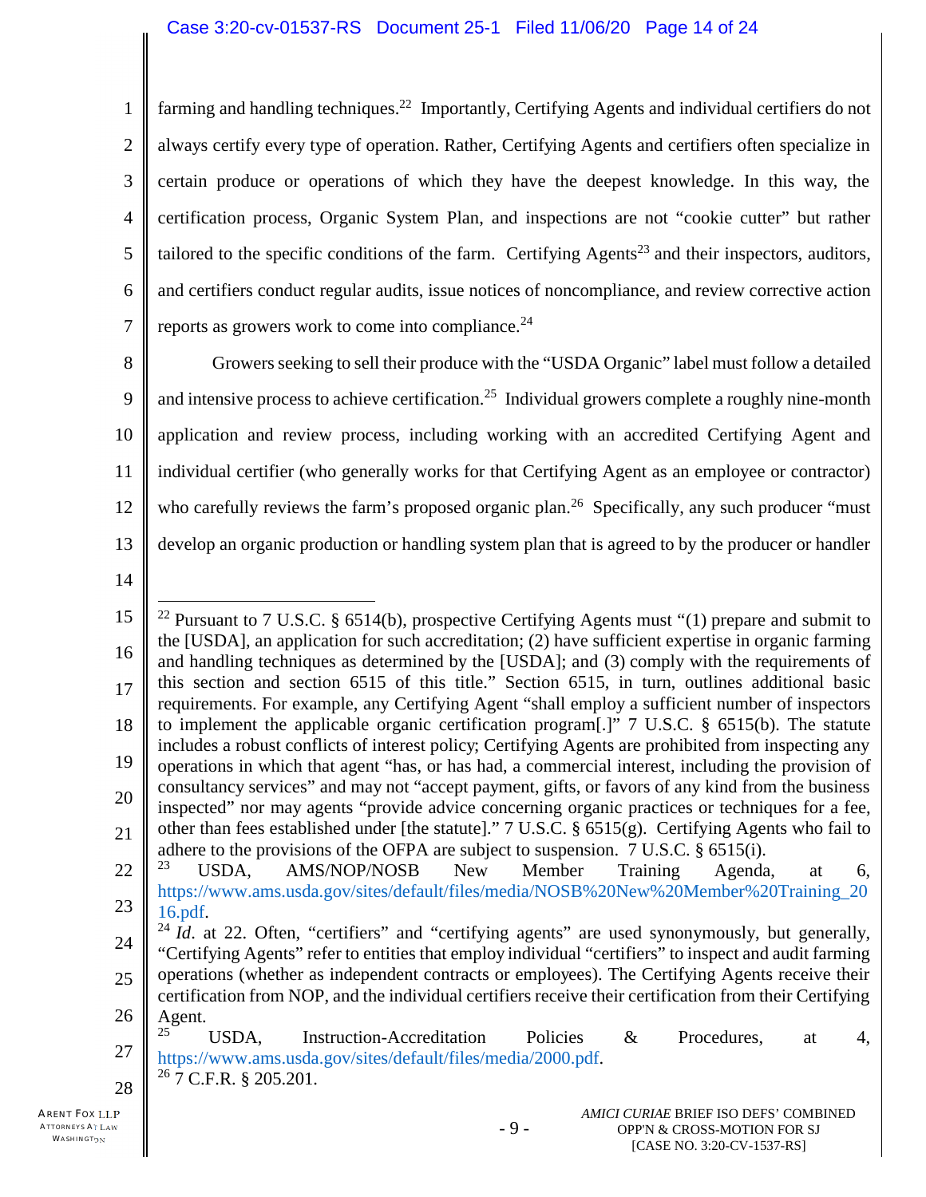farming and handling techniques.[22] Importantly, Certifying Agents and individual certifiers do not always certify every type of operation. Rather, Certifying Agents and certifiers often specialize in certain produce or operations of which they have the deepest knowledge. In this way, the certification process, Organic System Plan, and inspections are not "cookie cutter" but rather tailored to the specific conditions of the farm. Certifying Agents[23] and their inspectors, auditors, and certifiers conduct regular audits, issue notices of noncompliance, and review corrective action reports as growers work to come into compliance.[24]

Growers seeking to sell their produce with the "USDA Organic" label must follow a detailed and intensive process to achieve certification.[25] Individual growers complete a roughly nine-month application and review process, including working with an accredited Certifying Agent and individual certifier (who generally works for that Certifying Agent as an employee or contractor) who carefully reviews the farm's proposed organic plan.[26] Specifically, any such producer "must develop an organic production or handling system plan that is agreed to by the producer or handler

---

[22] Pursuant to 7 U.S.C. § 6514(b), prospective Certifying Agents must "(1) prepare and submit to the [USDA], an application for such accreditation; (2) have sufficient expertise in organic farming and handling techniques as determined by the [USDA]; and (3) comply with the requirements of this section and section 6515 of this title." Section 6515, in turn, outlines additional basic requirements. For example, any Certifying Agent "shall employ a sufficient number of inspectors to implement the applicable organic certification program[.]" 7 U.S.C. § 6515(b). The statute includes a robust conflicts of interest policy; Certifying Agents are prohibited from inspecting any operations in which that agent "has, or has had, a commercial interest, including the provision of consultancy services" and may not "accept payment, gifts, or favors of any kind from the business inspected" nor may agents "provide advice concerning organic practices or techniques for a fee, other than fees established under [the statute]." 7 U.S.C. § 6515(g). Certifying Agents who fail to adhere to the provisions of the OFPA are subject to suspension. 7 U.S.C. § 6515(i).

[23] USDA, AMS/NOP/NOSB New Member Training Agenda, at 6, https://www.ams.usda.gov/sites/default/files/media/NOSB%20New%20Member%20Training_2016.pdf.

[24] *Id*. at 22. Often, "certifiers" and "certifying agents" are used synonymously, but generally, "Certifying Agents" refer to entities that employ individual "certifiers" to inspect and audit farming operations (whether as independent contracts or employees). The Certifying Agents receive their certification from NOP, and the individual certifiers receive their certification from their Certifying Agent.

[25] USDA, Instruction-Accreditation Policies & Procedures, at 4, https://www.ams.usda.gov/sites/default/files/media/2000.pdf.

[26] 7 C.F.R. § 205.201.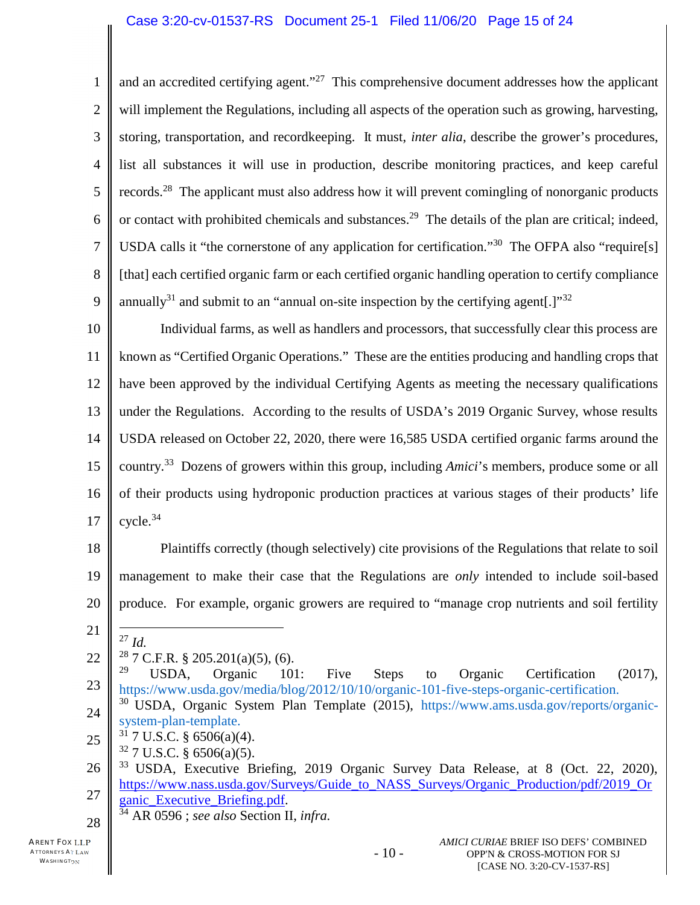and an accredited certifying agent."[27] This comprehensive document addresses how the applicant will implement the Regulations, including all aspects of the operation such as growing, harvesting, storing, transportation, and recordkeeping. It must, *inter alia*, describe the grower's procedures, list all substances it will use in production, describe monitoring practices, and keep careful records.[28] The applicant must also address how it will prevent comingling of nonorganic products or contact with prohibited chemicals and substances.[29] The details of the plan are critical; indeed, USDA calls it "the cornerstone of any application for certification."[30] The OFPA also "require[s] [that] each certified organic farm or each certified organic handling operation to certify compliance annually[31] and submit to an "annual on-site inspection by the certifying agent[.]"[32]

Individual farms, as well as handlers and processors, that successfully clear this process are known as "Certified Organic Operations." These are the entities producing and handling crops that have been approved by the individual Certifying Agents as meeting the necessary qualifications under the Regulations. According to the results of USDA's 2019 Organic Survey, whose results USDA released on October 22, 2020, there were 16,585 USDA certified organic farms around the country.[33] Dozens of growers within this group, including *Amici*'s members, produce some or all of their products using hydroponic production practices at various stages of their products' life cycle.[34]

Plaintiffs correctly (though selectively) cite provisions of the Regulations that relate to soil management to make their case that the Regulations are *only* intended to include soil-based produce. For example, organic growers are required to "manage crop nutrients and soil fertility

---

[27] *Id.*

[28] 7 C.F.R. § 205.201(a)(5), (6).

[29] USDA, Organic 101: Five Steps to Organic Certification (2017), https://www.usda.gov/media/blog/2012/10/10/organic-101-five-steps-organic-certification.

[30] USDA, Organic System Plan Template (2015), https://www.ams.usda.gov/reports/organic-system-plan-template.

[31] 7 U.S.C. § 6506(a)(4).

[32] 7 U.S.C. § 6506(a)(5).

[33] USDA, Executive Briefing, 2019 Organic Survey Data Release, at 8 (Oct. 22, 2020), https://www.nass.usda.gov/Surveys/Guide_to_NASS_Surveys/Organic_Production/pdf/2019_Organic_Executive_Briefing.pdf.

[34] AR 0596 ; *see also* Section II, *infra.*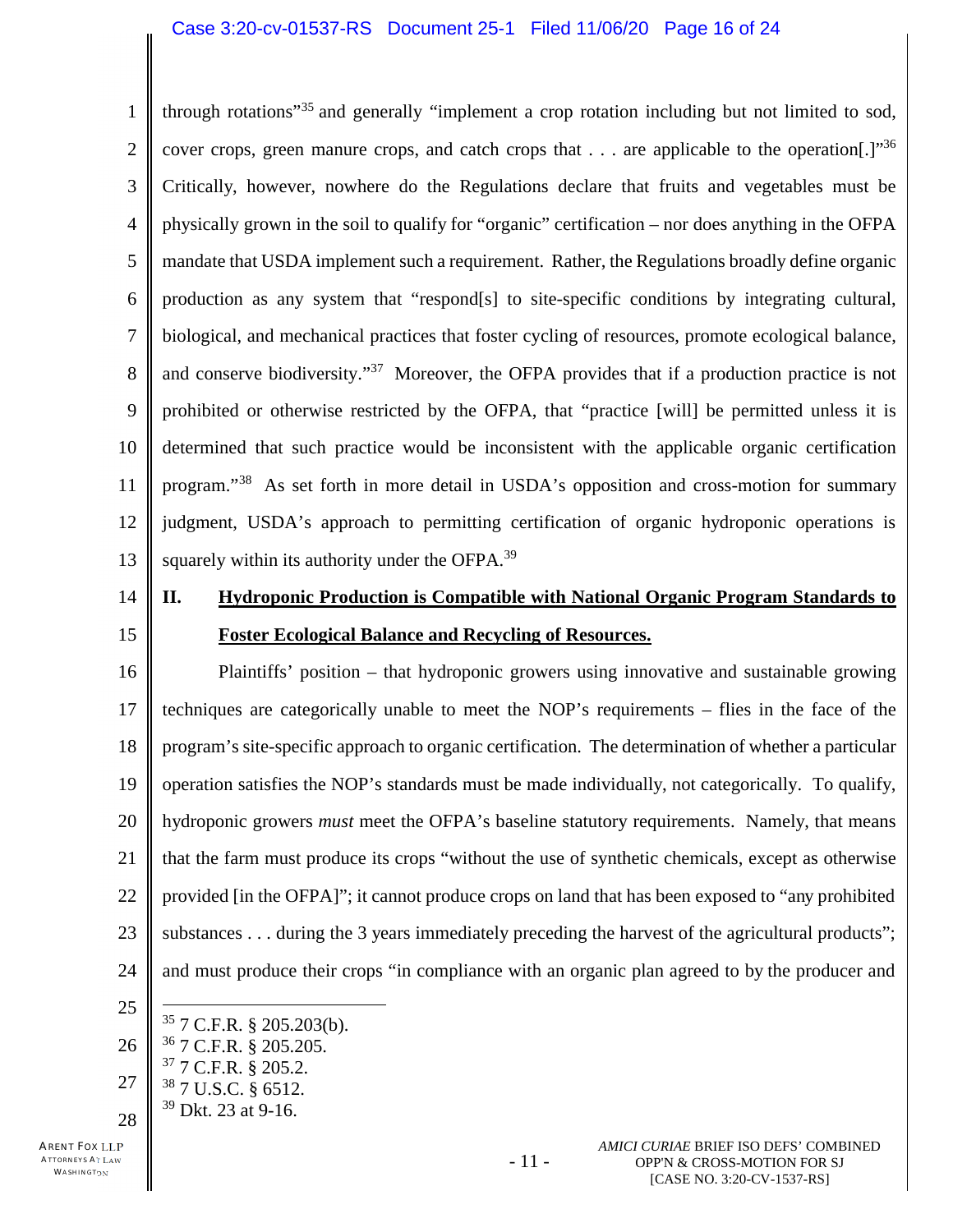through rotations"[35] and generally "implement a crop rotation including but not limited to sod, cover crops, green manure crops, and catch crops that . . . are applicable to the operation[.]"[36] Critically, however, nowhere do the Regulations declare that fruits and vegetables must be physically grown in the soil to qualify for "organic" certification – nor does anything in the OFPA mandate that USDA implement such a requirement. Rather, the Regulations broadly define organic production as any system that "respond[s] to site-specific conditions by integrating cultural, biological, and mechanical practices that foster cycling of resources, promote ecological balance, and conserve biodiversity."[37] Moreover, the OFPA provides that if a production practice is not prohibited or otherwise restricted by the OFPA, that "practice [will] be permitted unless it is determined that such practice would be inconsistent with the applicable organic certification program."[38] As set forth in more detail in USDA's opposition and cross-motion for summary judgment, USDA's approach to permitting certification of organic hydroponic operations is squarely within its authority under the OFPA.[39]

## II. Hydroponic Production is Compatible with National Organic Program Standards to Foster Ecological Balance and Recycling of Resources.

Plaintiffs' position – that hydroponic growers using innovative and sustainable growing techniques are categorically unable to meet the NOP's requirements – flies in the face of the program's site-specific approach to organic certification. The determination of whether a particular operation satisfies the NOP's standards must be made individually, not categorically. To qualify, hydroponic growers *must* meet the OFPA's baseline statutory requirements. Namely, that means that the farm must produce its crops "without the use of synthetic chemicals, except as otherwise provided [in the OFPA]"; it cannot produce crops on land that has been exposed to "any prohibited substances . . . during the 3 years immediately preceding the harvest of the agricultural products"; and must produce their crops "in compliance with an organic plan agreed to by the producer and

---

[35] 7 C.F.R. § 205.203(b).
[36] 7 C.F.R. § 205.205.
[37] 7 C.F.R. § 205.2.
[38] 7 U.S.C. § 6512.
[39] Dkt. 23 at 9-16.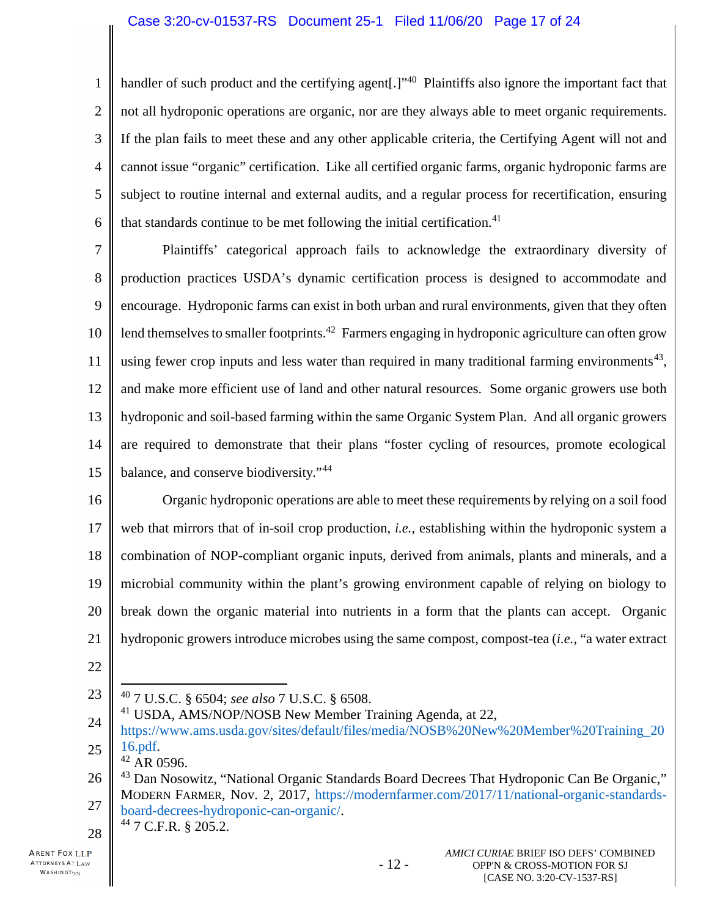handler of such product and the certifying agent[.]"[40] Plaintiffs also ignore the important fact that not all hydroponic operations are organic, nor are they always able to meet organic requirements. If the plan fails to meet these and any other applicable criteria, the Certifying Agent will not and cannot issue "organic" certification. Like all certified organic farms, organic hydroponic farms are subject to routine internal and external audits, and a regular process for recertification, ensuring that standards continue to be met following the initial certification.[41]

Plaintiffs' categorical approach fails to acknowledge the extraordinary diversity of production practices USDA's dynamic certification process is designed to accommodate and encourage. Hydroponic farms can exist in both urban and rural environments, given that they often lend themselves to smaller footprints.[42] Farmers engaging in hydroponic agriculture can often grow using fewer crop inputs and less water than required in many traditional farming environments[43], and make more efficient use of land and other natural resources. Some organic growers use both hydroponic and soil-based farming within the same Organic System Plan. And all organic growers are required to demonstrate that their plans "foster cycling of resources, promote ecological balance, and conserve biodiversity."[44]

Organic hydroponic operations are able to meet these requirements by relying on a soil food web that mirrors that of in-soil crop production, *i.e.*, establishing within the hydroponic system a combination of NOP-compliant organic inputs, derived from animals, plants and minerals, and a microbial community within the plant's growing environment capable of relying on biology to break down the organic material into nutrients in a form that the plants can accept. Organic hydroponic growers introduce microbes using the same compost, compost-tea (*i.e.*, "a water extract

---

[40] 7 U.S.C. § 6504; *see also* 7 U.S.C. § 6508.

[41] USDA, AMS/NOP/NOSB New Member Training Agenda, at 22, https://www.ams.usda.gov/sites/default/files/media/NOSB%20New%20Member%20Training_2016.pdf.

[42] AR 0596.

[43] Dan Nosowitz, "National Organic Standards Board Decrees That Hydroponic Can Be Organic," MODERN FARMER, Nov. 2, 2017, https://modernfarmer.com/2017/11/national-organic-standards-board-decrees-hydroponic-can-organic/.

[44] 7 C.F.R. § 205.2.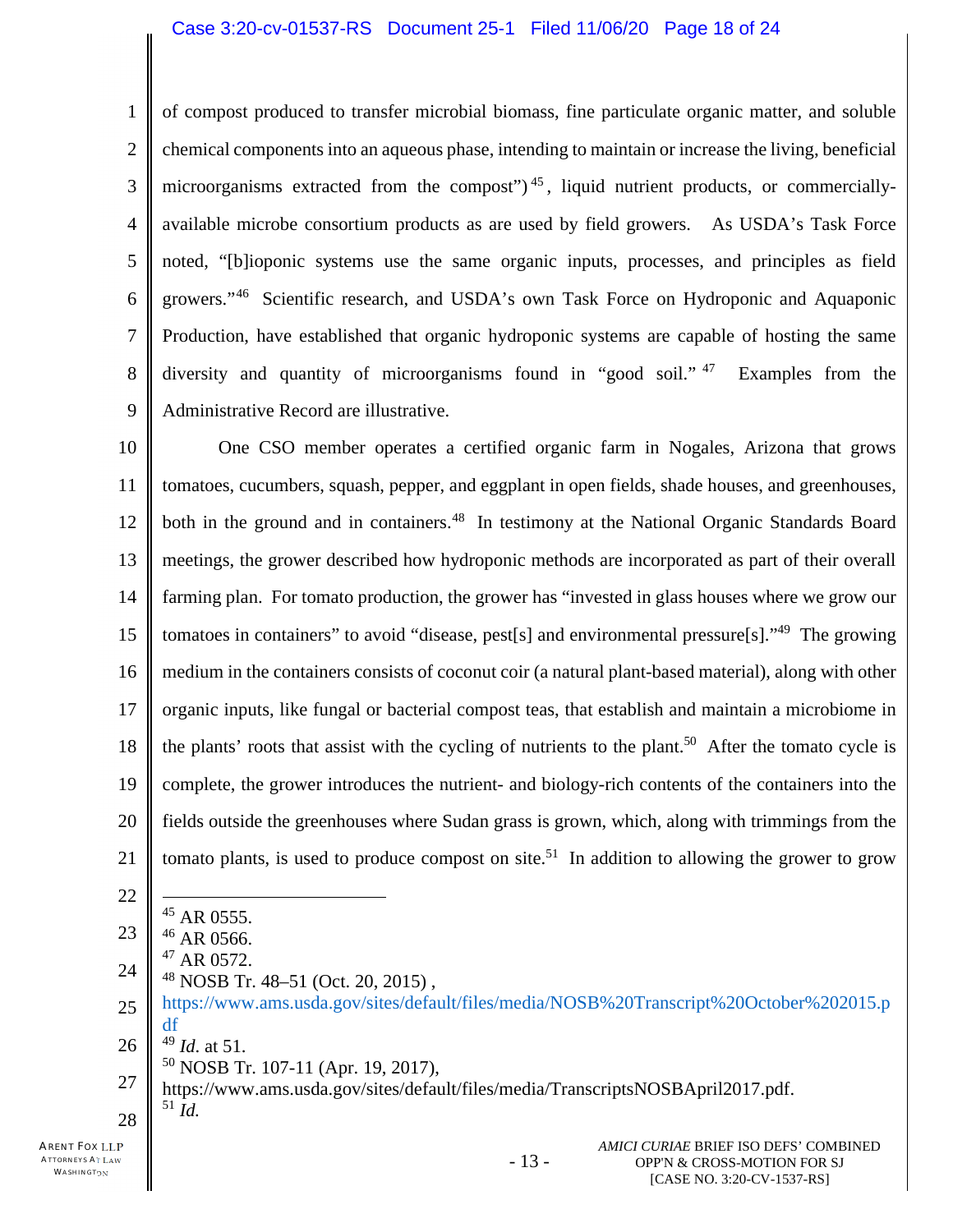of compost produced to transfer microbial biomass, fine particulate organic matter, and soluble chemical components into an aqueous phase, intending to maintain or increase the living, beneficial microorganisms extracted from the compost")[45], liquid nutrient products, or commercially-available microbe consortium products as are used by field growers. As USDA's Task Force noted, "[b]ioponic systems use the same organic inputs, processes, and principles as field growers."[46] Scientific research, and USDA's own Task Force on Hydroponic and Aquaponic Production, have established that organic hydroponic systems are capable of hosting the same diversity and quantity of microorganisms found in "good soil."[47] Examples from the Administrative Record are illustrative.

One CSO member operates a certified organic farm in Nogales, Arizona that grows tomatoes, cucumbers, squash, pepper, and eggplant in open fields, shade houses, and greenhouses, both in the ground and in containers.[48] In testimony at the National Organic Standards Board meetings, the grower described how hydroponic methods are incorporated as part of their overall farming plan. For tomato production, the grower has "invested in glass houses where we grow our tomatoes in containers" to avoid "disease, pest[s] and environmental pressure[s]."[49] The growing medium in the containers consists of coconut coir (a natural plant-based material), along with other organic inputs, like fungal or bacterial compost teas, that establish and maintain a microbiome in the plants' roots that assist with the cycling of nutrients to the plant.[50] After the tomato cycle is complete, the grower introduces the nutrient- and biology-rich contents of the containers into the fields outside the greenhouses where Sudan grass is grown, which, along with trimmings from the tomato plants, is used to produce compost on site.[51] In addition to allowing the grower to grow

---

[45] AR 0555.
[46] AR 0566.
[47] AR 0572.
[48] NOSB Tr. 48–51 (Oct. 20, 2015) , https://www.ams.usda.gov/sites/default/files/media/NOSB%20Transcript%20October%202015.pdf
[49] *Id.* at 51.
[50] NOSB Tr. 107-11 (Apr. 19, 2017), https://www.ams.usda.gov/sites/default/files/media/TranscriptsNOSBApril2017.pdf.
[51] *Id.*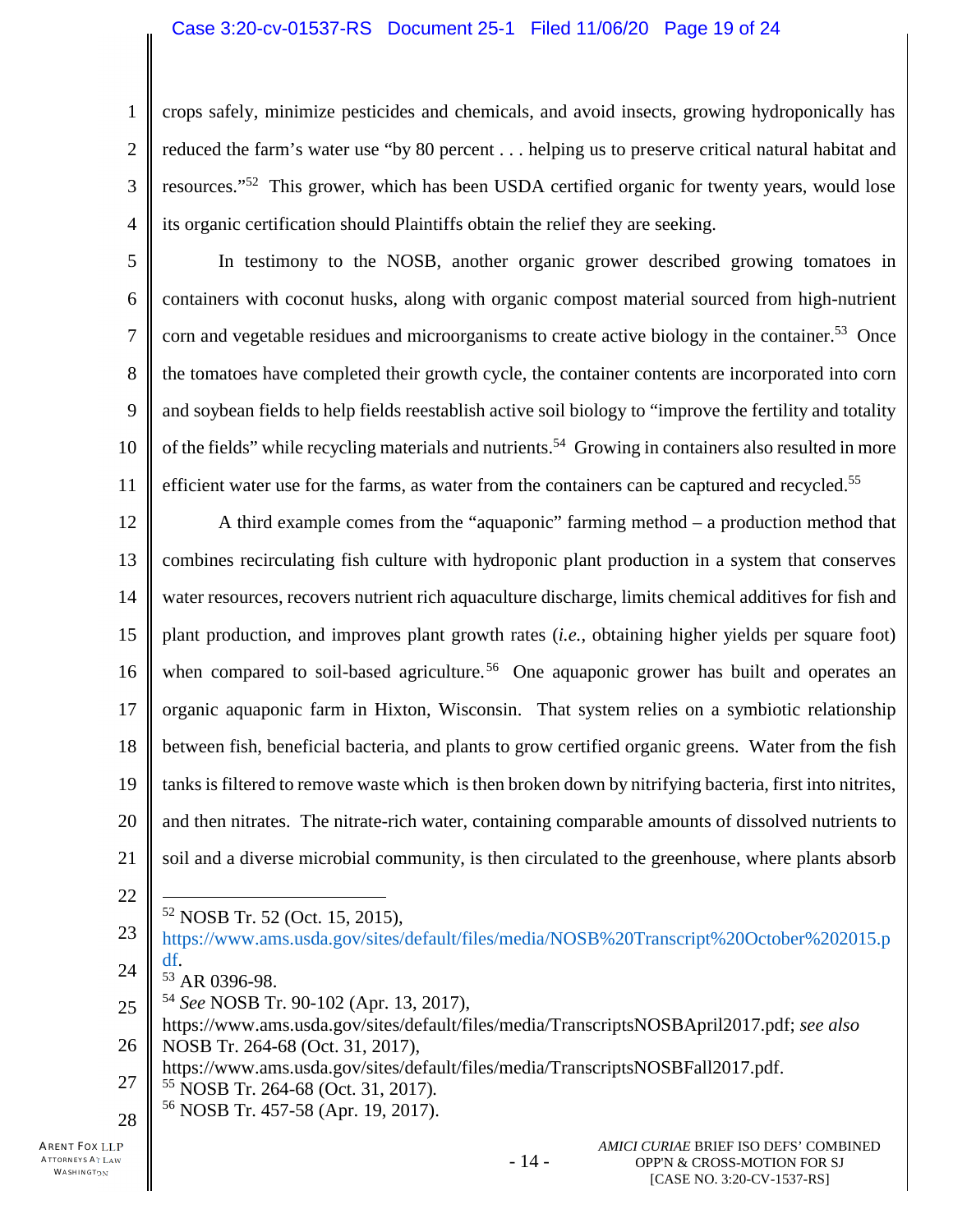crops safely, minimize pesticides and chemicals, and avoid insects, growing hydroponically has reduced the farm's water use "by 80 percent . . . helping us to preserve critical natural habitat and resources."[52] This grower, which has been USDA certified organic for twenty years, would lose its organic certification should Plaintiffs obtain the relief they are seeking.

In testimony to the NOSB, another organic grower described growing tomatoes in containers with coconut husks, along with organic compost material sourced from high-nutrient corn and vegetable residues and microorganisms to create active biology in the container.[53] Once the tomatoes have completed their growth cycle, the container contents are incorporated into corn and soybean fields to help fields reestablish active soil biology to "improve the fertility and totality of the fields" while recycling materials and nutrients.[54] Growing in containers also resulted in more efficient water use for the farms, as water from the containers can be captured and recycled.[55]

A third example comes from the "aquaponic" farming method – a production method that combines recirculating fish culture with hydroponic plant production in a system that conserves water resources, recovers nutrient rich aquaculture discharge, limits chemical additives for fish and plant production, and improves plant growth rates (*i.e.*, obtaining higher yields per square foot) when compared to soil-based agriculture.[56] One aquaponic grower has built and operates an organic aquaponic farm in Hixton, Wisconsin. That system relies on a symbiotic relationship between fish, beneficial bacteria, and plants to grow certified organic greens. Water from the fish tanks is filtered to remove waste which is then broken down by nitrifying bacteria, first into nitrites, and then nitrates. The nitrate-rich water, containing comparable amounts of dissolved nutrients to soil and a diverse microbial community, is then circulated to the greenhouse, where plants absorb

---

[52] NOSB Tr. 52 (Oct. 15, 2015), https://www.ams.usda.gov/sites/default/files/media/NOSB%20Transcript%20October%202015.pdf.

[53] AR 0396-98.

[54] *See* NOSB Tr. 90-102 (Apr. 13, 2017), https://www.ams.usda.gov/sites/default/files/media/TranscriptsNOSBApril2017.pdf; *see also* NOSB Tr. 264-68 (Oct. 31, 2017), https://www.ams.usda.gov/sites/default/files/media/TranscriptsNOSBFall2017.pdf.

[55] NOSB Tr. 264-68 (Oct. 31, 2017).

[56] NOSB Tr. 457-58 (Apr. 19, 2017).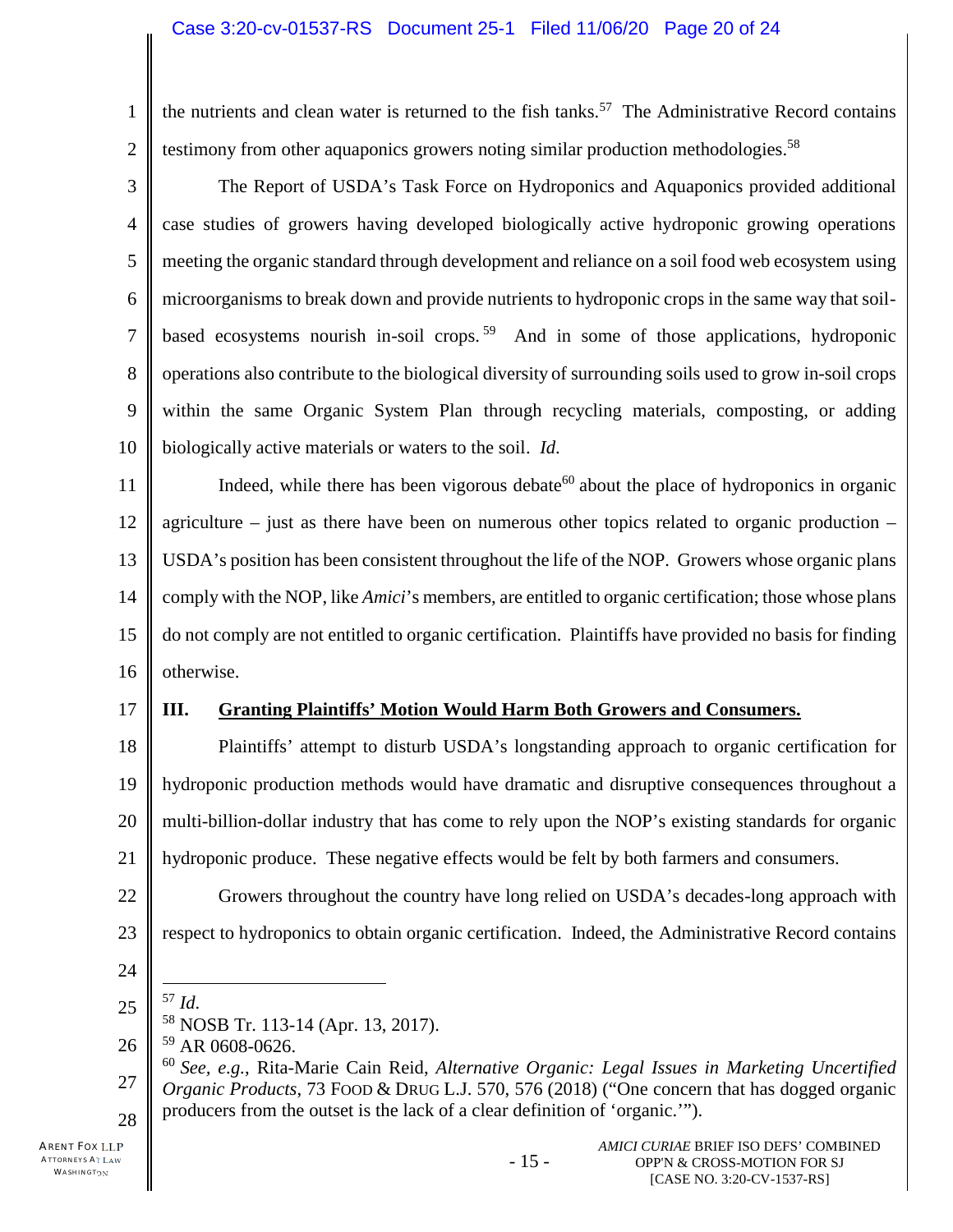the nutrients and clean water is returned to the fish tanks.[57] The Administrative Record contains testimony from other aquaponics growers noting similar production methodologies.[58]

The Report of USDA's Task Force on Hydroponics and Aquaponics provided additional case studies of growers having developed biologically active hydroponic growing operations meeting the organic standard through development and reliance on a soil food web ecosystem using microorganisms to break down and provide nutrients to hydroponic crops in the same way that soil-based ecosystems nourish in-soil crops.[59] And in some of those applications, hydroponic operations also contribute to the biological diversity of surrounding soils used to grow in-soil crops within the same Organic System Plan through recycling materials, composting, or adding biologically active materials or waters to the soil. *Id.*

Indeed, while there has been vigorous debate[60] about the place of hydroponics in organic agriculture – just as there have been on numerous other topics related to organic production – USDA's position has been consistent throughout the life of the NOP. Growers whose organic plans comply with the NOP, like *Amici*'s members, are entitled to organic certification; those whose plans do not comply are not entitled to organic certification. Plaintiffs have provided no basis for finding otherwise.

## III. Granting Plaintiffs' Motion Would Harm Both Growers and Consumers.

Plaintiffs' attempt to disturb USDA's longstanding approach to organic certification for hydroponic production methods would have dramatic and disruptive consequences throughout a multi-billion-dollar industry that has come to rely upon the NOP's existing standards for organic hydroponic produce. These negative effects would be felt by both farmers and consumers.

Growers throughout the country have long relied on USDA's decades-long approach with respect to hydroponics to obtain organic certification. Indeed, the Administrative Record contains

---

[57] *Id.*

[58] NOSB Tr. 113-14 (Apr. 13, 2017).

[59] AR 0608-0626.

[60] *See, e.g.*, Rita-Marie Cain Reid, *Alternative Organic: Legal Issues in Marketing Uncertified Organic Products*, 73 FOOD & DRUG L.J. 570, 576 (2018) ("One concern that has dogged organic producers from the outset is the lack of a clear definition of 'organic.'").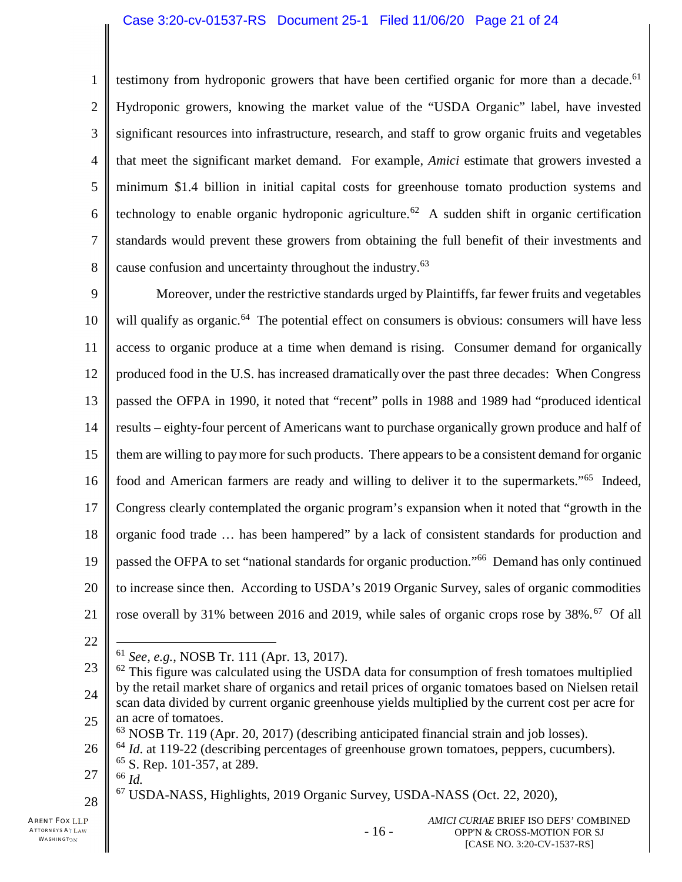testimony from hydroponic growers that have been certified organic for more than a decade.[61] Hydroponic growers, knowing the market value of the "USDA Organic" label, have invested significant resources into infrastructure, research, and staff to grow organic fruits and vegetables that meet the significant market demand. For example, *Amici* estimate that growers invested a minimum $1.4 billion in initial capital costs for greenhouse tomato production systems and technology to enable organic hydroponic agriculture.[62] A sudden shift in organic certification standards would prevent these growers from obtaining the full benefit of their investments and cause confusion and uncertainty throughout the industry.[63]

Moreover, under the restrictive standards urged by Plaintiffs, far fewer fruits and vegetables will qualify as organic.[64] The potential effect on consumers is obvious: consumers will have less access to organic produce at a time when demand is rising. Consumer demand for organically produced food in the U.S. has increased dramatically over the past three decades: When Congress passed the OFPA in 1990, it noted that "recent" polls in 1988 and 1989 had "produced identical results – eighty-four percent of Americans want to purchase organically grown produce and half of them are willing to pay more for such products. There appears to be a consistent demand for organic food and American farmers are ready and willing to deliver it to the supermarkets."[65] Indeed, Congress clearly contemplated the organic program's expansion when it noted that "growth in the organic food trade … has been hampered" by a lack of consistent standards for production and passed the OFPA to set "national standards for organic production."[66] Demand has only continued to increase since then. According to USDA's 2019 Organic Survey, sales of organic commodities rose overall by 31% between 2016 and 2019, while sales of organic crops rose by 38%.[67] Of all

---

[61] *See, e.g.*, NOSB Tr. 111 (Apr. 13, 2017).

[62] This figure was calculated using the USDA data for consumption of fresh tomatoes multiplied by the retail market share of organics and retail prices of organic tomatoes based on Nielsen retail scan data divided by current organic greenhouse yields multiplied by the current cost per acre for an acre of tomatoes.

[63] NOSB Tr. 119 (Apr. 20, 2017) (describing anticipated financial strain and job losses).

[64] *Id.* at 119-22 (describing percentages of greenhouse grown tomatoes, peppers, cucumbers).

[65] S. Rep. 101-357, at 289.

[66] *Id.*

[67] USDA-NASS, Highlights, 2019 Organic Survey, USDA-NASS (Oct. 22, 2020),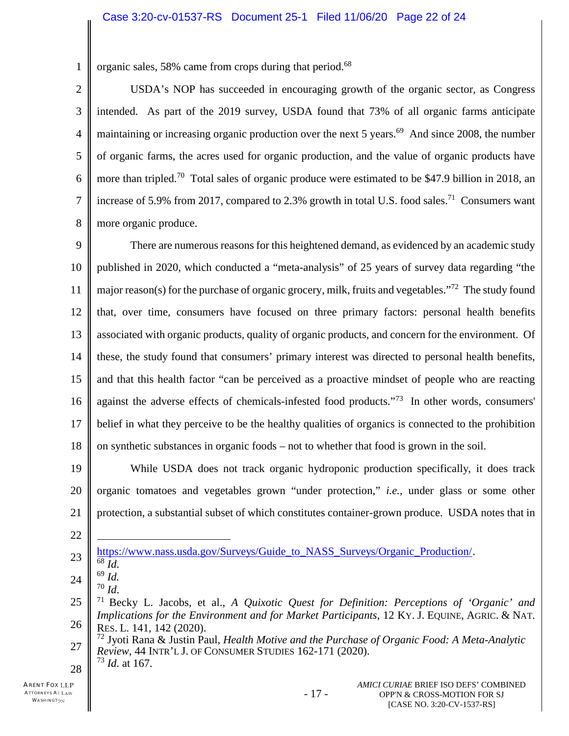organic sales, 58% came from crops during that period.[68]

USDA's NOP has succeeded in encouraging growth of the organic sector, as Congress intended. As part of the 2019 survey, USDA found that 73% of all organic farms anticipate maintaining or increasing organic production over the next 5 years.[69] And since 2008, the number of organic farms, the acres used for organic production, and the value of organic products have more than tripled.[70] Total sales of organic produce were estimated to be $47.9 billion in 2018, an increase of 5.9% from 2017, compared to 2.3% growth in total U.S. food sales.[71] Consumers want more organic produce.

There are numerous reasons for this heightened demand, as evidenced by an academic study published in 2020, which conducted a "meta-analysis" of 25 years of survey data regarding "the major reason(s) for the purchase of organic grocery, milk, fruits and vegetables."[72] The study found that, over time, consumers have focused on three primary factors: personal health benefits associated with organic products, quality of organic products, and concern for the environment. Of these, the study found that consumers' primary interest was directed to personal health benefits, and that this health factor "can be perceived as a proactive mindset of people who are reacting against the adverse effects of chemicals-infested food products."[73] In other words, consumers' belief in what they perceive to be the healthy qualities of organics is connected to the prohibition on synthetic substances in organic foods – not to whether that food is grown in the soil.

While USDA does not track organic hydroponic production specifically, it does track organic tomatoes and vegetables grown "under protection," *i.e.*, under glass or some other protection, a substantial subset of which constitutes container-grown produce. USDA notes that in

---

https://www.nass.usda.gov/Surveys/Guide_to_NASS_Surveys/Organic_Production/.

[68] *Id.*

[69] *Id.*

[70] *Id.*

[71] Becky L. Jacobs, et al., *A Quixotic Quest for Definition: Perceptions of 'Organic' and Implications for the Environment and for Market Participants*, 12 KY. J. EQUINE, AGRIC. & NAT. RES. L. 141, 142 (2020).

[72] Jyoti Rana & Justin Paul, *Health Motive and the Purchase of Organic Food: A Meta-Analytic Review*, 44 INTR'L J. OF CONSUMER STUDIES 162-171 (2020).

[73] *Id.* at 167.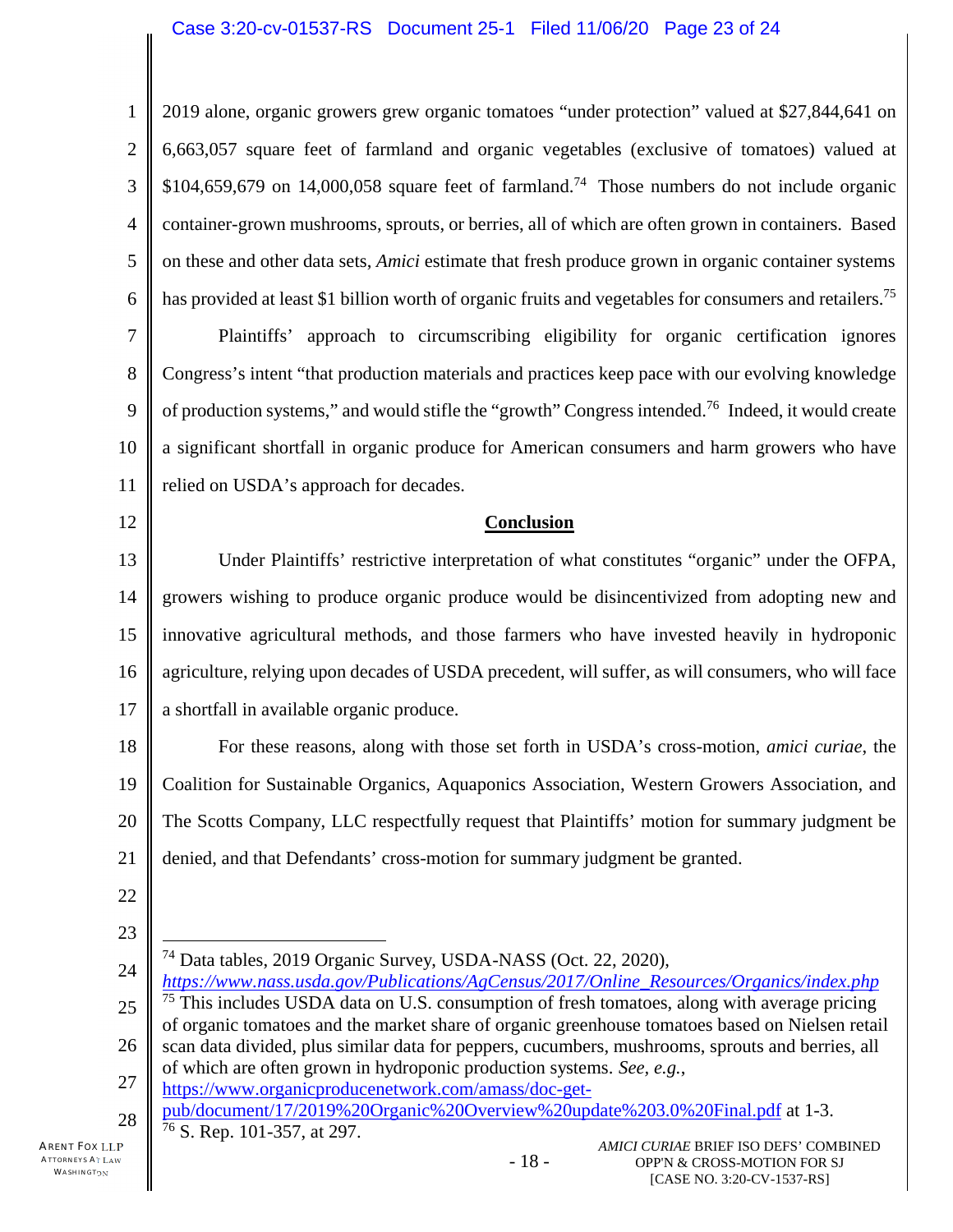2019 alone, organic growers grew organic tomatoes "under protection" valued at $27,844,641 on 6,663,057 square feet of farmland and organic vegetables (exclusive of tomatoes) valued at $104,659,679 on 14,000,058 square feet of farmland.[74] Those numbers do not include organic container-grown mushrooms, sprouts, or berries, all of which are often grown in containers. Based on these and other data sets, *Amici* estimate that fresh produce grown in organic container systems has provided at least $1 billion worth of organic fruits and vegetables for consumers and retailers.[75]

Plaintiffs' approach to circumscribing eligibility for organic certification ignores Congress's intent "that production materials and practices keep pace with our evolving knowledge of production systems," and would stifle the "growth" Congress intended.[76] Indeed, it would create a significant shortfall in organic produce for American consumers and harm growers who have relied on USDA's approach for decades.

**Conclusion**

Under Plaintiffs' restrictive interpretation of what constitutes "organic" under the OFPA, growers wishing to produce organic produce would be disincentivized from adopting new and innovative agricultural methods, and those farmers who have invested heavily in hydroponic agriculture, relying upon decades of USDA precedent, will suffer, as will consumers, who will face a shortfall in available organic produce.

For these reasons, along with those set forth in USDA's cross-motion, *amici curiae*, the Coalition for Sustainable Organics, Aquaponics Association, Western Growers Association, and The Scotts Company, LLC respectfully request that Plaintiffs' motion for summary judgment be denied, and that Defendants' cross-motion for summary judgment be granted.

---

[74] Data tables, 2019 Organic Survey, USDA-NASS (Oct. 22, 2020), *https://www.nass.usda.gov/Publications/AgCensus/2017/Online_Resources/Organics/index.php*

[75] This includes USDA data on U.S. consumption of fresh tomatoes, along with average pricing of organic tomatoes and the market share of organic greenhouse tomatoes based on Nielsen retail scan data divided, plus similar data for peppers, cucumbers, mushrooms, sprouts and berries, all of which are often grown in hydroponic production systems. *See, e.g.*, https://www.organicproducenetwork.com/amass/doc-get-pub/document/17/2019%20Organic%20Overview%20update%203.0%20Final.pdf at 1-3.

[76] S. Rep. 101-357, at 297.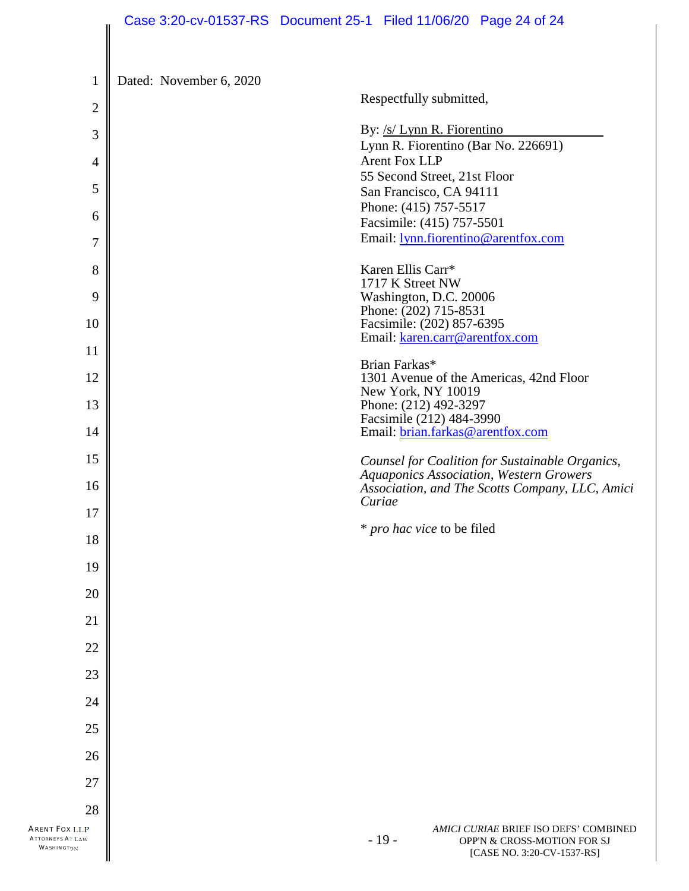Dated: November 6, 2020

Respectfully submitted,

By: /s/ Lynn R. Fiorentino
Lynn R. Fiorentino (Bar No. 226691)
Arent Fox LLP
55 Second Street, 21st Floor
San Francisco, CA 94111
Phone: (415) 757-5517
Facsimile: (415) 757-5501
Email: lynn.fiorentino@arentfox.com

Karen Ellis Carr*
1717 K Street NW
Washington, D.C. 20006
Phone: (202) 715-8531
Facsimile: (202) 857-6395
Email: karen.carr@arentfox.com

Brian Farkas*
1301 Avenue of the Americas, 42nd Floor
New York, NY 10019
Phone: (212) 492-3297
Facsimile (212) 484-3990
Email: brian.farkas@arentfox.com

*Counsel for Coalition for Sustainable Organics, Aquaponics Association, Western Growers Association, and The Scotts Company, LLC, Amici Curiae*

* *pro hac vice* to be filed